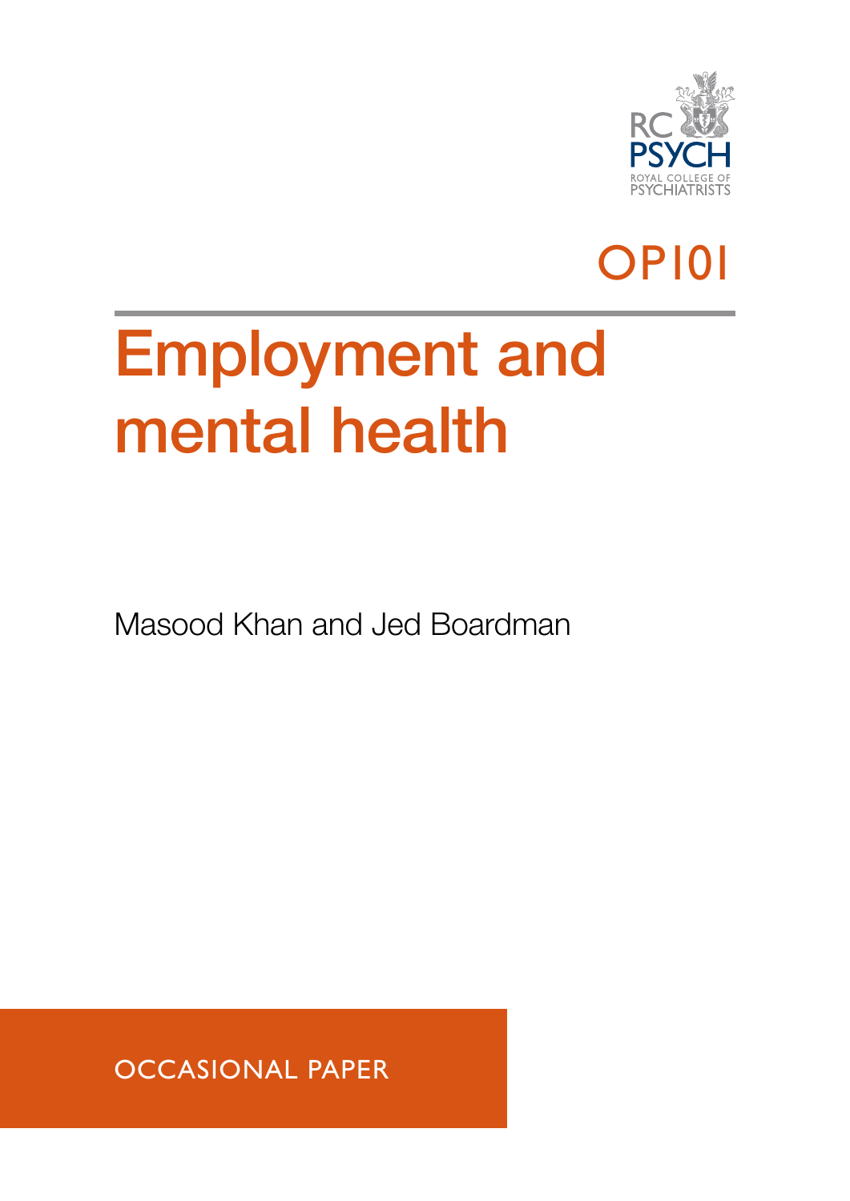RC PSYCH
ROYAL COLLEGE OF PSYCHIATRISTS

OP101

# Employment and mental health

Masood Khan and Jed Boardman

OCCASIONAL PAPER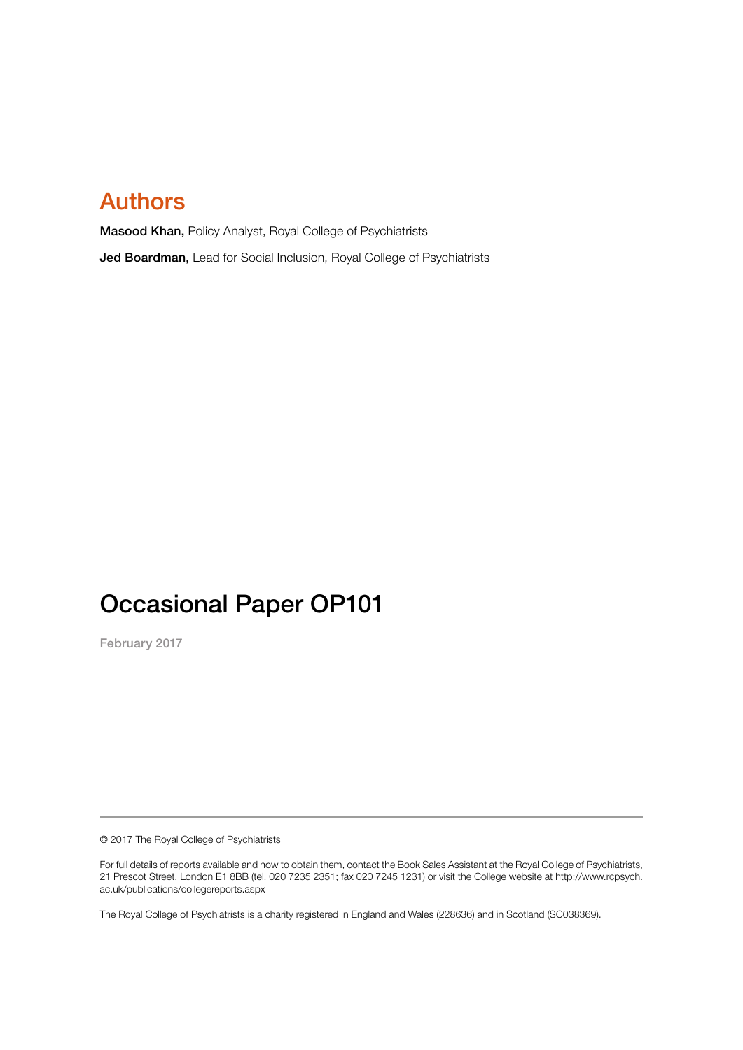## Authors

**Masood Khan,** Policy Analyst, Royal College of Psychiatrists

**Jed Boardman,** Lead for Social Inclusion, Royal College of Psychiatrists

# Occasional Paper OP101

February 2017

---

© 2017 The Royal College of Psychiatrists

For full details of reports available and how to obtain them, contact the Book Sales Assistant at the Royal College of Psychiatrists, 21 Prescot Street, London E1 8BB (tel. 020 7235 2351; fax 020 7245 1231) or visit the College website at http://www.rcpsych.ac.uk/publications/collegereports.aspx

The Royal College of Psychiatrists is a charity registered in England and Wales (228636) and in Scotland (SC038369).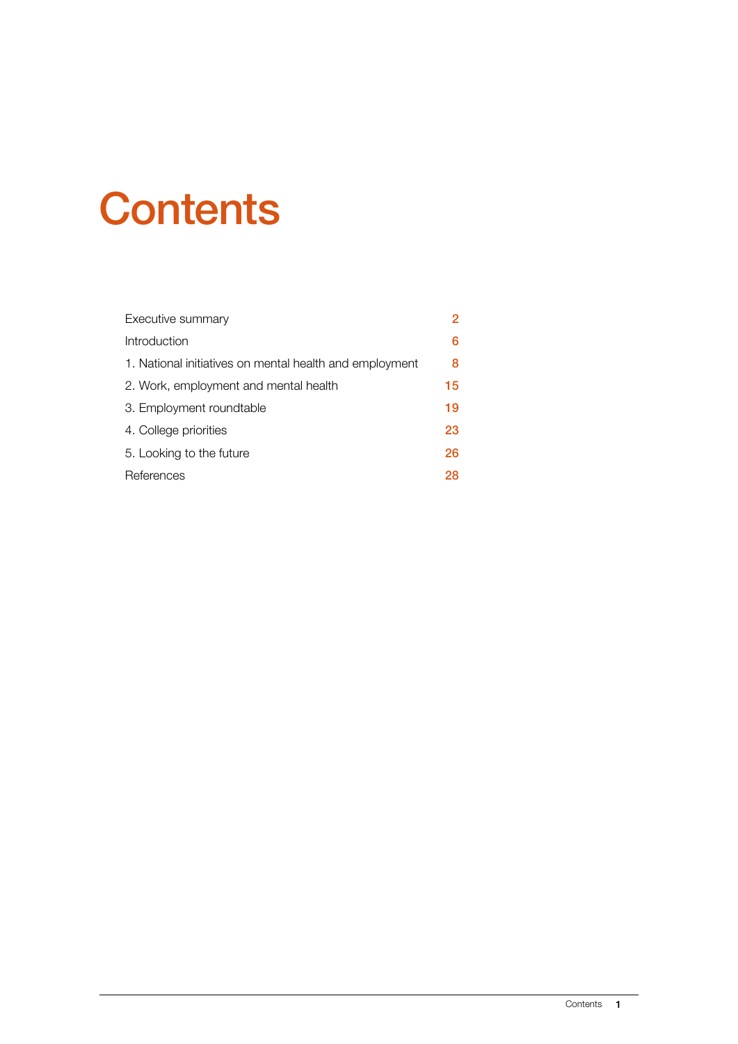# Contents

| | |
|---|---|
| Executive summary | 2 |
| Introduction | 6 |
| 1. National initiatives on mental health and employment | 8 |
| 2. Work, employment and mental health | 15 |
| 3. Employment roundtable | 19 |
| 4. College priorities | 23 |
| 5. Looking to the future | 26 |
| References | 28 |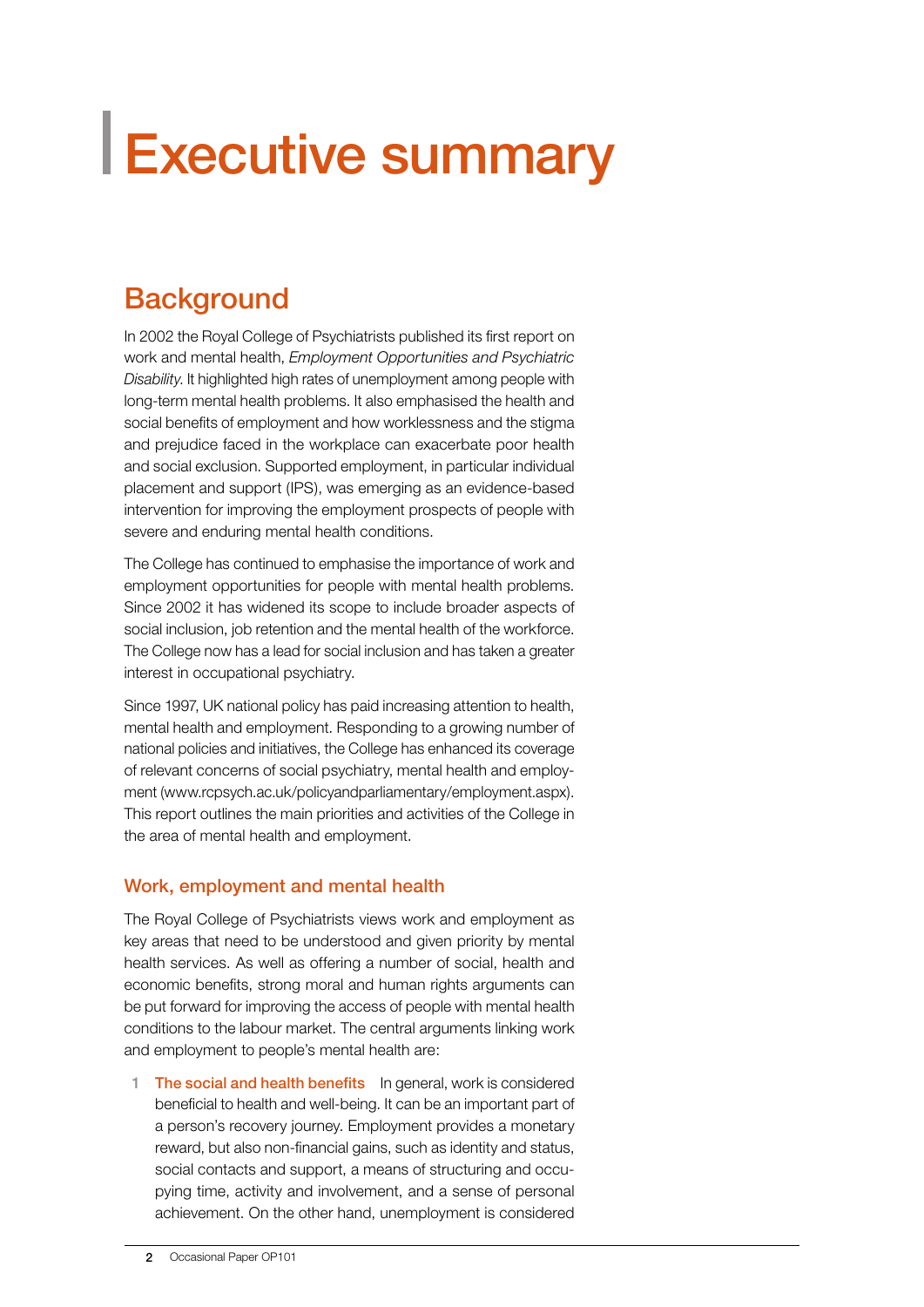# Executive summary

## Background

In 2002 the Royal College of Psychiatrists published its first report on work and mental health, *Employment Opportunities and Psychiatric Disability*. It highlighted high rates of unemployment among people with long-term mental health problems. It also emphasised the health and social benefits of employment and how worklessness and the stigma and prejudice faced in the workplace can exacerbate poor health and social exclusion. Supported employment, in particular individual placement and support (IPS), was emerging as an evidence-based intervention for improving the employment prospects of people with severe and enduring mental health conditions.

The College has continued to emphasise the importance of work and employment opportunities for people with mental health problems. Since 2002 it has widened its scope to include broader aspects of social inclusion, job retention and the mental health of the workforce. The College now has a lead for social inclusion and has taken a greater interest in occupational psychiatry.

Since 1997, UK national policy has paid increasing attention to health, mental health and employment. Responding to a growing number of national policies and initiatives, the College has enhanced its coverage of relevant concerns of social psychiatry, mental health and employment (www.rcpsych.ac.uk/policyandparliamentary/employment.aspx). This report outlines the main priorities and activities of the College in the area of mental health and employment.

### Work, employment and mental health

The Royal College of Psychiatrists views work and employment as key areas that need to be understood and given priority by mental health services. As well as offering a number of social, health and economic benefits, strong moral and human rights arguments can be put forward for improving the access of people with mental health conditions to the labour market. The central arguments linking work and employment to people's mental health are:

1. **The social and health benefits** In general, work is considered beneficial to health and well-being. It can be an important part of a person's recovery journey. Employment provides a monetary reward, but also non-financial gains, such as identity and status, social contacts and support, a means of structuring and occupying time, activity and involvement, and a sense of personal achievement. On the other hand, unemployment is considered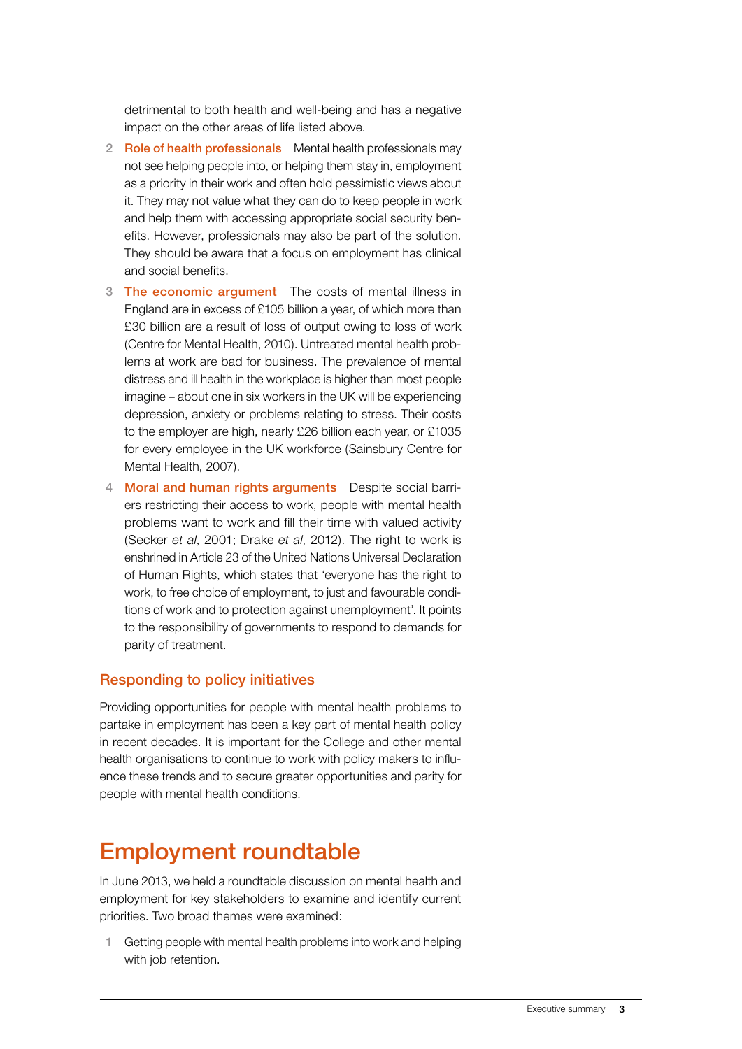detrimental to both health and well-being and has a negative impact on the other areas of life listed above.

2 **Role of health professionals** Mental health professionals may not see helping people into, or helping them stay in, employment as a priority in their work and often hold pessimistic views about it. They may not value what they can do to keep people in work and help them with accessing appropriate social security benefits. However, professionals may also be part of the solution. They should be aware that a focus on employment has clinical and social benefits.

3 **The economic argument** The costs of mental illness in England are in excess of £105 billion a year, of which more than £30 billion are a result of loss of output owing to loss of work (Centre for Mental Health, 2010). Untreated mental health problems at work are bad for business. The prevalence of mental distress and ill health in the workplace is higher than most people imagine – about one in six workers in the UK will be experiencing depression, anxiety or problems relating to stress. Their costs to the employer are high, nearly £26 billion each year, or £1035 for every employee in the UK workforce (Sainsbury Centre for Mental Health, 2007).

4 **Moral and human rights arguments** Despite social barriers restricting their access to work, people with mental health problems want to work and fill their time with valued activity (Secker *et al*, 2001; Drake *et al*, 2012). The right to work is enshrined in Article 23 of the United Nations Universal Declaration of Human Rights, which states that 'everyone has the right to work, to free choice of employment, to just and favourable conditions of work and to protection against unemployment'. It points to the responsibility of governments to respond to demands for parity of treatment.

### Responding to policy initiatives

Providing opportunities for people with mental health problems to partake in employment has been a key part of mental health policy in recent decades. It is important for the College and other mental health organisations to continue to work with policy makers to influence these trends and to secure greater opportunities and parity for people with mental health conditions.

## Employment roundtable

In June 2013, we held a roundtable discussion on mental health and employment for key stakeholders to examine and identify current priorities. Two broad themes were examined:

1 Getting people with mental health problems into work and helping with job retention.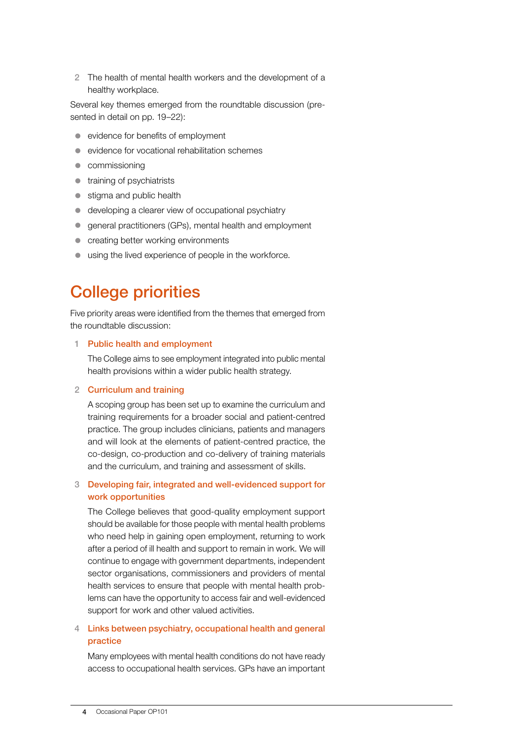2. The health of mental health workers and the development of a healthy workplace.

Several key themes emerged from the roundtable discussion (presented in detail on pp. 19–22):

- evidence for benefits of employment
- evidence for vocational rehabilitation schemes
- commissioning
- training of psychiatrists
- stigma and public health
- developing a clearer view of occupational psychiatry
- general practitioners (GPs), mental health and employment
- creating better working environments
- using the lived experience of people in the workforce.

## College priorities

Five priority areas were identified from the themes that emerged from the roundtable discussion:

1. **Public health and employment**

   The College aims to see employment integrated into public mental health provisions within a wider public health strategy.

2. **Curriculum and training**

   A scoping group has been set up to examine the curriculum and training requirements for a broader social and patient-centred practice. The group includes clinicians, patients and managers and will look at the elements of patient-centred practice, the co-design, co-production and co-delivery of training materials and the curriculum, and training and assessment of skills.

3. **Developing fair, integrated and well-evidenced support for work opportunities**

   The College believes that good-quality employment support should be available for those people with mental health problems who need help in gaining open employment, returning to work after a period of ill health and support to remain in work. We will continue to engage with government departments, independent sector organisations, commissioners and providers of mental health services to ensure that people with mental health problems can have the opportunity to access fair and well-evidenced support for work and other valued activities.

4. **Links between psychiatry, occupational health and general practice**

   Many employees with mental health conditions do not have ready access to occupational health services. GPs have an important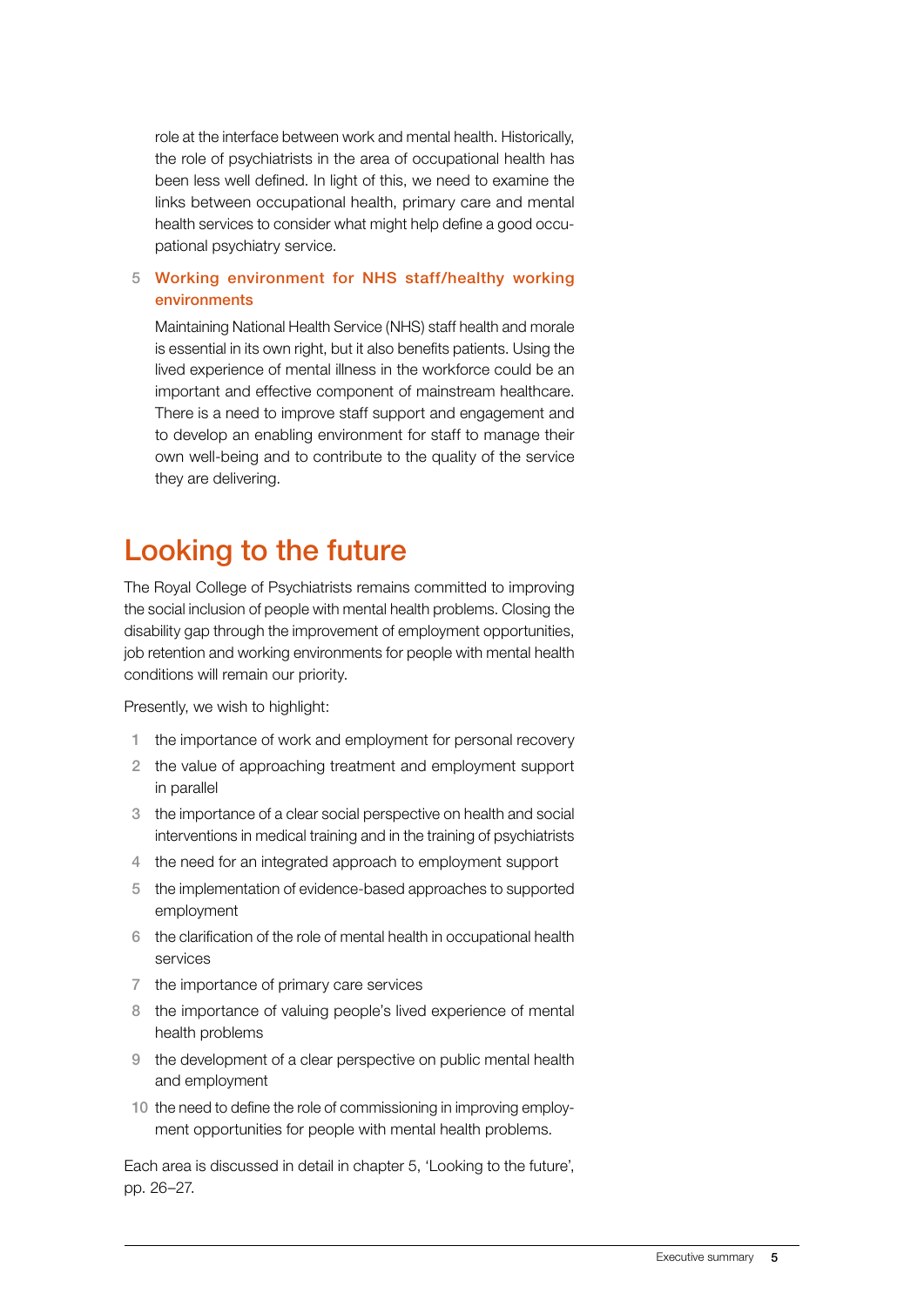role at the interface between work and mental health. Historically, the role of psychiatrists in the area of occupational health has been less well defined. In light of this, we need to examine the links between occupational health, primary care and mental health services to consider what might help define a good occupational psychiatry service.

5. **Working environment for NHS staff/healthy working environments**

   Maintaining National Health Service (NHS) staff health and morale is essential in its own right, but it also benefits patients. Using the lived experience of mental illness in the workforce could be an important and effective component of mainstream healthcare. There is a need to improve staff support and engagement and to develop an enabling environment for staff to manage their own well-being and to contribute to the quality of the service they are delivering.

## Looking to the future

The Royal College of Psychiatrists remains committed to improving the social inclusion of people with mental health problems. Closing the disability gap through the improvement of employment opportunities, job retention and working environments for people with mental health conditions will remain our priority.

Presently, we wish to highlight:

1. the importance of work and employment for personal recovery
2. the value of approaching treatment and employment support in parallel
3. the importance of a clear social perspective on health and social interventions in medical training and in the training of psychiatrists
4. the need for an integrated approach to employment support
5. the implementation of evidence-based approaches to supported employment
6. the clarification of the role of mental health in occupational health services
7. the importance of primary care services
8. the importance of valuing people's lived experience of mental health problems
9. the development of a clear perspective on public mental health and employment
10. the need to define the role of commissioning in improving employment opportunities for people with mental health problems.

Each area is discussed in detail in chapter 5, 'Looking to the future', pp. 26–27.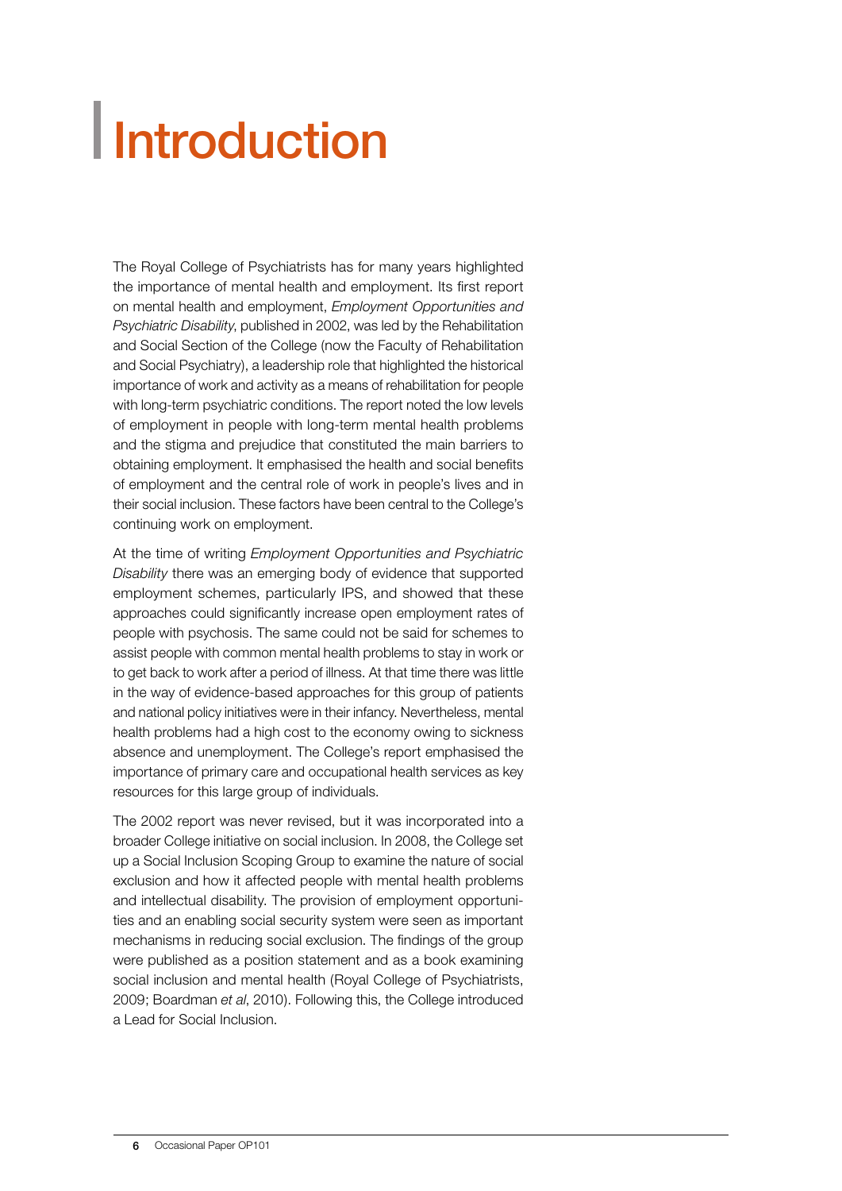# Introduction

The Royal College of Psychiatrists has for many years highlighted the importance of mental health and employment. Its first report on mental health and employment, *Employment Opportunities and Psychiatric Disability*, published in 2002, was led by the Rehabilitation and Social Section of the College (now the Faculty of Rehabilitation and Social Psychiatry), a leadership role that highlighted the historical importance of work and activity as a means of rehabilitation for people with long-term psychiatric conditions. The report noted the low levels of employment in people with long-term mental health problems and the stigma and prejudice that constituted the main barriers to obtaining employment. It emphasised the health and social benefits of employment and the central role of work in people's lives and in their social inclusion. These factors have been central to the College's continuing work on employment.

At the time of writing *Employment Opportunities and Psychiatric Disability* there was an emerging body of evidence that supported employment schemes, particularly IPS, and showed that these approaches could significantly increase open employment rates of people with psychosis. The same could not be said for schemes to assist people with common mental health problems to stay in work or to get back to work after a period of illness. At that time there was little in the way of evidence-based approaches for this group of patients and national policy initiatives were in their infancy. Nevertheless, mental health problems had a high cost to the economy owing to sickness absence and unemployment. The College's report emphasised the importance of primary care and occupational health services as key resources for this large group of individuals.

The 2002 report was never revised, but it was incorporated into a broader College initiative on social inclusion. In 2008, the College set up a Social Inclusion Scoping Group to examine the nature of social exclusion and how it affected people with mental health problems and intellectual disability. The provision of employment opportunities and an enabling social security system were seen as important mechanisms in reducing social exclusion. The findings of the group were published as a position statement and as a book examining social inclusion and mental health (Royal College of Psychiatrists, 2009; Boardman *et al*, 2010). Following this, the College introduced a Lead for Social Inclusion.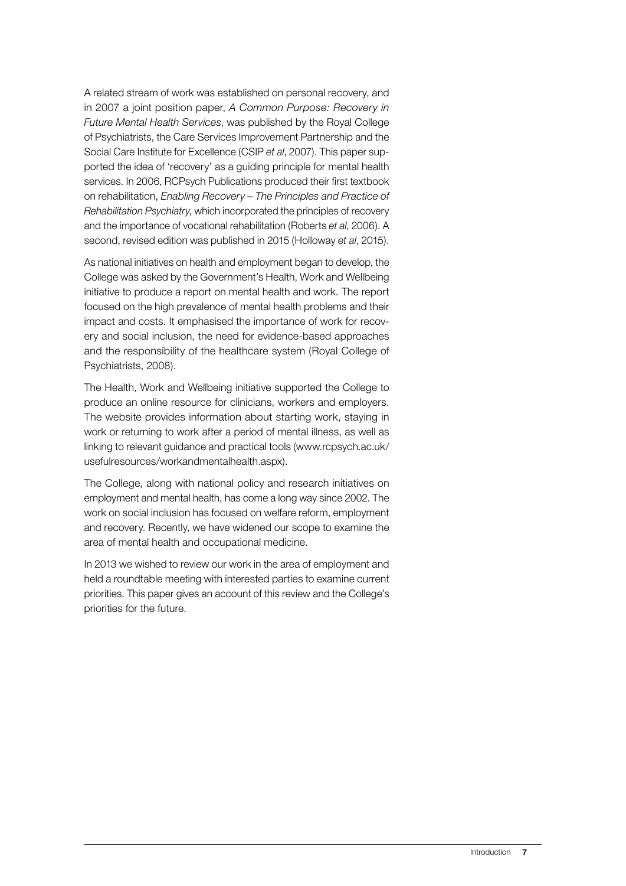A related stream of work was established on personal recovery, and in 2007 a joint position paper, *A Common Purpose: Recovery in Future Mental Health Services*, was published by the Royal College of Psychiatrists, the Care Services Improvement Partnership and the Social Care Institute for Excellence (CSIP *et al*, 2007). This paper supported the idea of 'recovery' as a guiding principle for mental health services. In 2006, RCPsych Publications produced their first textbook on rehabilitation, *Enabling Recovery – The Principles and Practice of Rehabilitation Psychiatry*, which incorporated the principles of recovery and the importance of vocational rehabilitation (Roberts *et al*, 2006). A second, revised edition was published in 2015 (Holloway *et al*, 2015).

As national initiatives on health and employment began to develop, the College was asked by the Government's Health, Work and Wellbeing initiative to produce a report on mental health and work. The report focused on the high prevalence of mental health problems and their impact and costs. It emphasised the importance of work for recovery and social inclusion, the need for evidence-based approaches and the responsibility of the healthcare system (Royal College of Psychiatrists, 2008).

The Health, Work and Wellbeing initiative supported the College to produce an online resource for clinicians, workers and employers. The website provides information about starting work, staying in work or returning to work after a period of mental illness, as well as linking to relevant guidance and practical tools (www.rcpsych.ac.uk/usefulresources/workandmentalhealth.aspx).

The College, along with national policy and research initiatives on employment and mental health, has come a long way since 2002. The work on social inclusion has focused on welfare reform, employment and recovery. Recently, we have widened our scope to examine the area of mental health and occupational medicine.

In 2013 we wished to review our work in the area of employment and held a roundtable meeting with interested parties to examine current priorities. This paper gives an account of this review and the College's priorities for the future.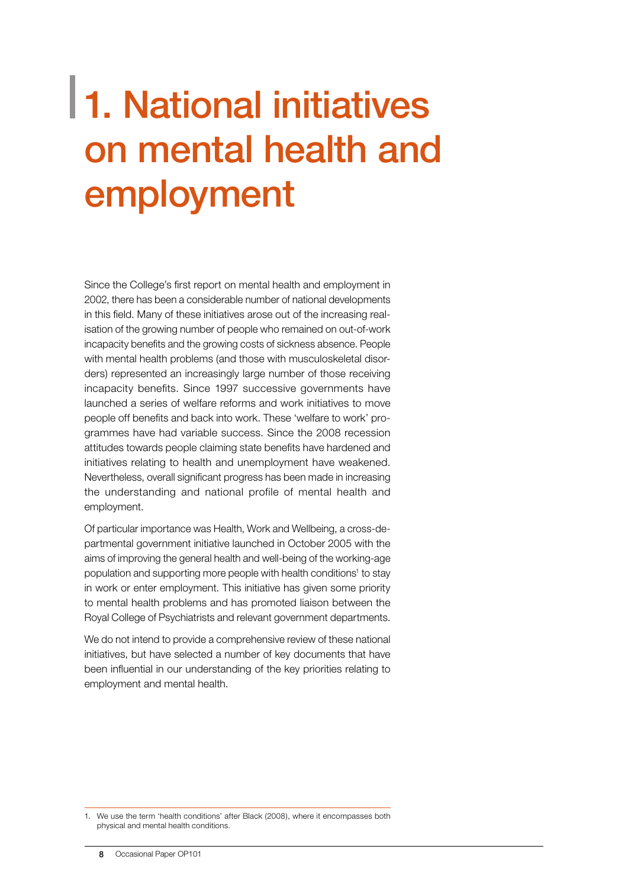# 1. National initiatives on mental health and employment

Since the College's first report on mental health and employment in 2002, there has been a considerable number of national developments in this field. Many of these initiatives arose out of the increasing realisation of the growing number of people who remained on out-of-work incapacity benefits and the growing costs of sickness absence. People with mental health problems (and those with musculoskeletal disorders) represented an increasingly large number of those receiving incapacity benefits. Since 1997 successive governments have launched a series of welfare reforms and work initiatives to move people off benefits and back into work. These 'welfare to work' programmes have had variable success. Since the 2008 recession attitudes towards people claiming state benefits have hardened and initiatives relating to health and unemployment have weakened. Nevertheless, overall significant progress has been made in increasing the understanding and national profile of mental health and employment.

Of particular importance was Health, Work and Wellbeing, a cross-departmental government initiative launched in October 2005 with the aims of improving the general health and well-being of the working-age population and supporting more people with health conditions[1] to stay in work or enter employment. This initiative has given some priority to mental health problems and has promoted liaison between the Royal College of Psychiatrists and relevant government departments.

We do not intend to provide a comprehensive review of these national initiatives, but have selected a number of key documents that have been influential in our understanding of the key priorities relating to employment and mental health.

1. We use the term 'health conditions' after Black (2008), where it encompasses both physical and mental health conditions.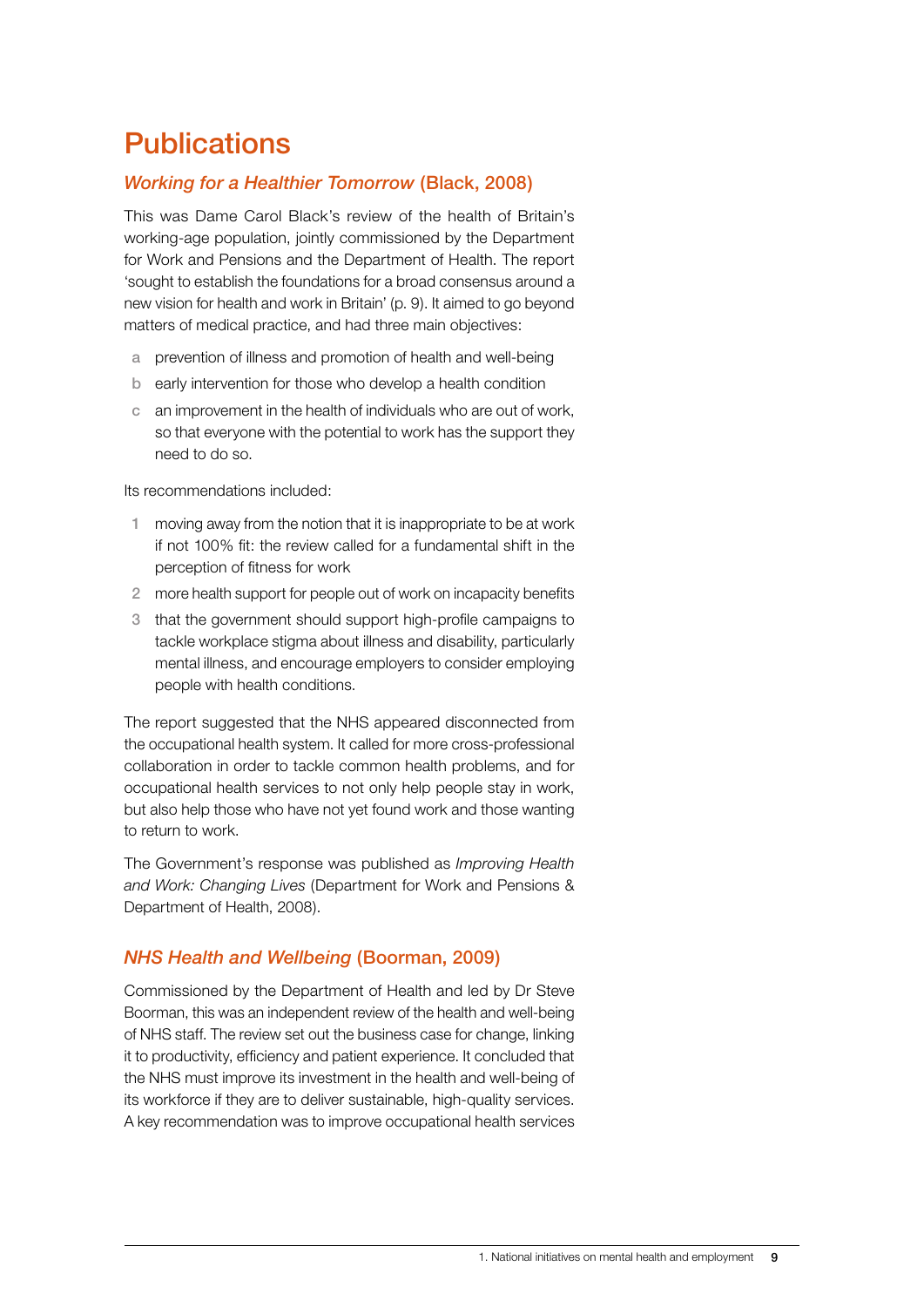# Publications

## *Working for a Healthier Tomorrow* (Black, 2008)

This was Dame Carol Black's review of the health of Britain's working-age population, jointly commissioned by the Department for Work and Pensions and the Department of Health. The report 'sought to establish the foundations for a broad consensus around a new vision for health and work in Britain' (p. 9). It aimed to go beyond matters of medical practice, and had three main objectives:

a. prevention of illness and promotion of health and well-being
b. early intervention for those who develop a health condition
c. an improvement in the health of individuals who are out of work, so that everyone with the potential to work has the support they need to do so.

Its recommendations included:

1. moving away from the notion that it is inappropriate to be at work if not 100% fit: the review called for a fundamental shift in the perception of fitness for work
2. more health support for people out of work on incapacity benefits
3. that the government should support high-profile campaigns to tackle workplace stigma about illness and disability, particularly mental illness, and encourage employers to consider employing people with health conditions.

The report suggested that the NHS appeared disconnected from the occupational health system. It called for more cross-professional collaboration in order to tackle common health problems, and for occupational health services to not only help people stay in work, but also help those who have not yet found work and those wanting to return to work.

The Government's response was published as *Improving Health and Work: Changing Lives* (Department for Work and Pensions & Department of Health, 2008).

## *NHS Health and Wellbeing* (Boorman, 2009)

Commissioned by the Department of Health and led by Dr Steve Boorman, this was an independent review of the health and well-being of NHS staff. The review set out the business case for change, linking it to productivity, efficiency and patient experience. It concluded that the NHS must improve its investment in the health and well-being of its workforce if they are to deliver sustainable, high-quality services. A key recommendation was to improve occupational health services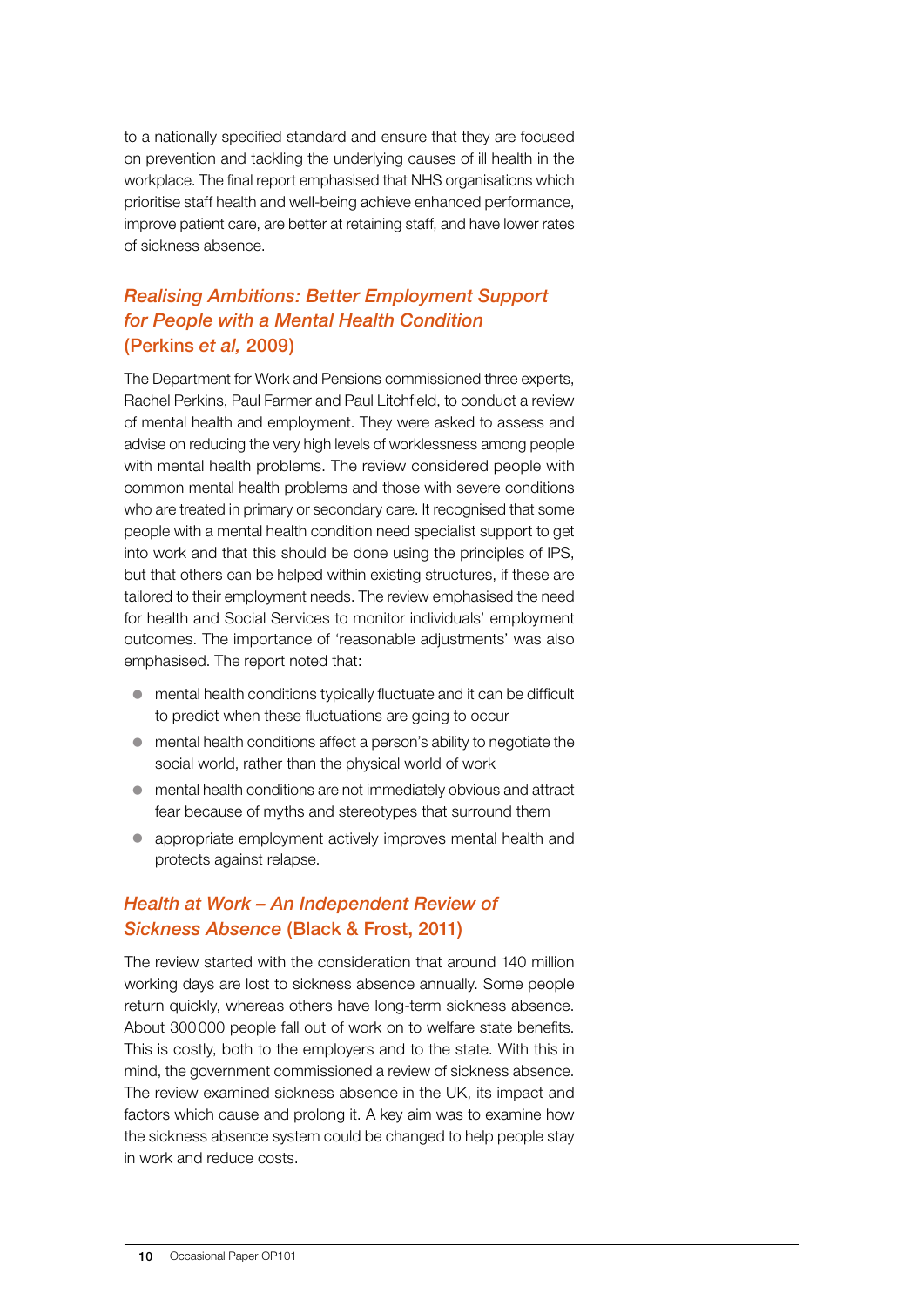to a nationally specified standard and ensure that they are focused on prevention and tackling the underlying causes of ill health in the workplace. The final report emphasised that NHS organisations which prioritise staff health and well-being achieve enhanced performance, improve patient care, are better at retaining staff, and have lower rates of sickness absence.

### *Realising Ambitions: Better Employment Support for People with a Mental Health Condition* (Perkins *et al,* 2009)

The Department for Work and Pensions commissioned three experts, Rachel Perkins, Paul Farmer and Paul Litchfield, to conduct a review of mental health and employment. They were asked to assess and advise on reducing the very high levels of worklessness among people with mental health problems. The review considered people with common mental health problems and those with severe conditions who are treated in primary or secondary care. It recognised that some people with a mental health condition need specialist support to get into work and that this should be done using the principles of IPS, but that others can be helped within existing structures, if these are tailored to their employment needs. The review emphasised the need for health and Social Services to monitor individuals' employment outcomes. The importance of 'reasonable adjustments' was also emphasised. The report noted that:

- mental health conditions typically fluctuate and it can be difficult to predict when these fluctuations are going to occur
- mental health conditions affect a person's ability to negotiate the social world, rather than the physical world of work
- mental health conditions are not immediately obvious and attract fear because of myths and stereotypes that surround them
- appropriate employment actively improves mental health and protects against relapse.

### *Health at Work – An Independent Review of Sickness Absence* (Black & Frost, 2011)

The review started with the consideration that around 140 million working days are lost to sickness absence annually. Some people return quickly, whereas others have long-term sickness absence. About 300000 people fall out of work on to welfare state benefits. This is costly, both to the employers and to the state. With this in mind, the government commissioned a review of sickness absence. The review examined sickness absence in the UK, its impact and factors which cause and prolong it. A key aim was to examine how the sickness absence system could be changed to help people stay in work and reduce costs.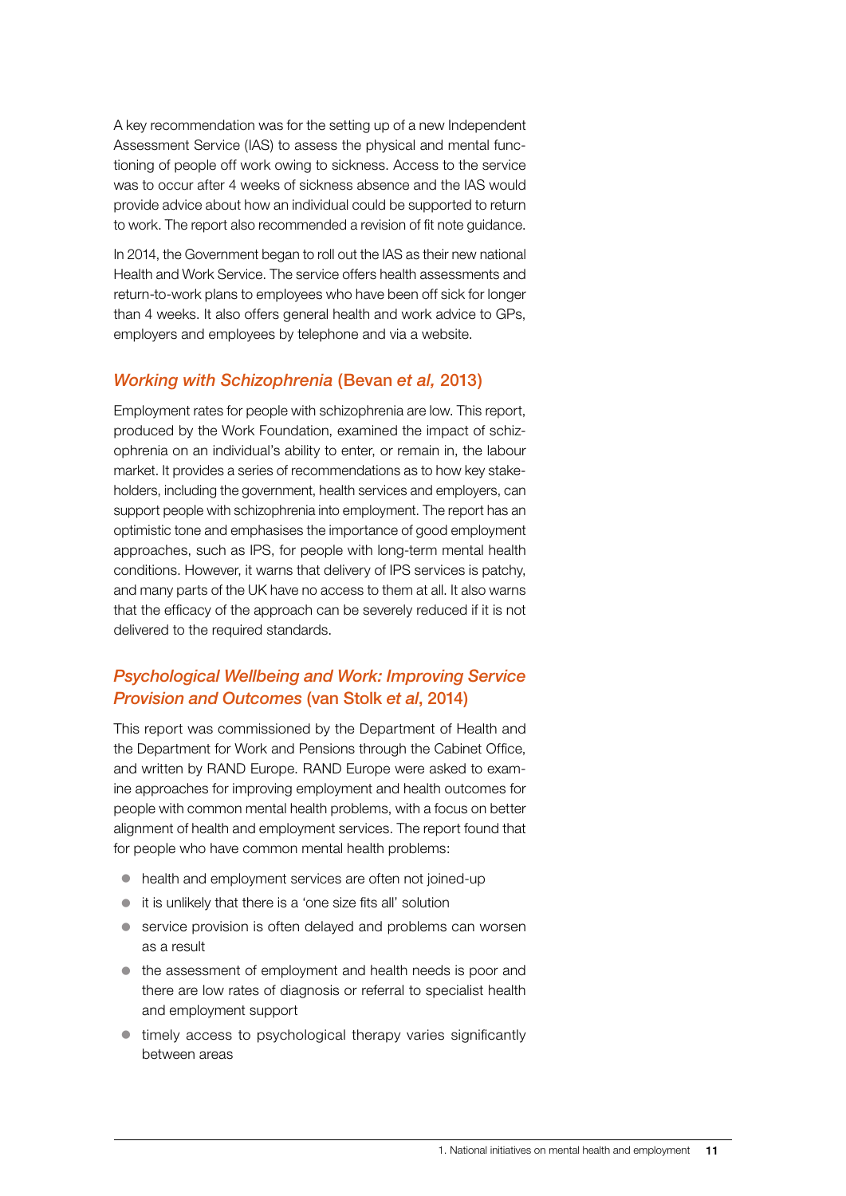A key recommendation was for the setting up of a new Independent Assessment Service (IAS) to assess the physical and mental functioning of people off work owing to sickness. Access to the service was to occur after 4 weeks of sickness absence and the IAS would provide advice about how an individual could be supported to return to work. The report also recommended a revision of fit note guidance.

In 2014, the Government began to roll out the IAS as their new national Health and Work Service. The service offers health assessments and return-to-work plans to employees who have been off sick for longer than 4 weeks. It also offers general health and work advice to GPs, employers and employees by telephone and via a website.

### *Working with Schizophrenia* (Bevan *et al,* 2013)

Employment rates for people with schizophrenia are low. This report, produced by the Work Foundation, examined the impact of schizophrenia on an individual's ability to enter, or remain in, the labour market. It provides a series of recommendations as to how key stakeholders, including the government, health services and employers, can support people with schizophrenia into employment. The report has an optimistic tone and emphasises the importance of good employment approaches, such as IPS, for people with long-term mental health conditions. However, it warns that delivery of IPS services is patchy, and many parts of the UK have no access to them at all. It also warns that the efficacy of the approach can be severely reduced if it is not delivered to the required standards.

### *Psychological Wellbeing and Work: Improving Service Provision and Outcomes* (van Stolk *et al*, 2014)

This report was commissioned by the Department of Health and the Department for Work and Pensions through the Cabinet Office, and written by RAND Europe. RAND Europe were asked to examine approaches for improving employment and health outcomes for people with common mental health problems, with a focus on better alignment of health and employment services. The report found that for people who have common mental health problems:

- health and employment services are often not joined-up
- it is unlikely that there is a 'one size fits all' solution
- service provision is often delayed and problems can worsen as a result
- the assessment of employment and health needs is poor and there are low rates of diagnosis or referral to specialist health and employment support
- timely access to psychological therapy varies significantly between areas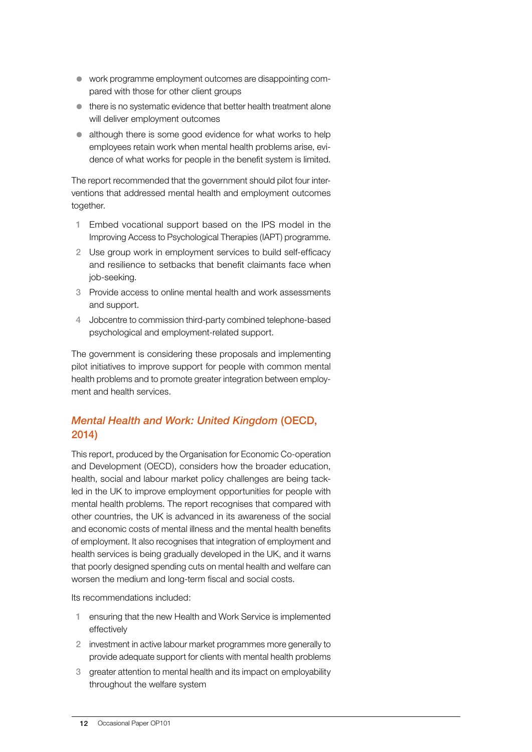- work programme employment outcomes are disappointing compared with those for other client groups
- there is no systematic evidence that better health treatment alone will deliver employment outcomes
- although there is some good evidence for what works to help employees retain work when mental health problems arise, evidence of what works for people in the benefit system is limited.

The report recommended that the government should pilot four interventions that addressed mental health and employment outcomes together.

1. Embed vocational support based on the IPS model in the Improving Access to Psychological Therapies (IAPT) programme.
2. Use group work in employment services to build self-efficacy and resilience to setbacks that benefit claimants face when job-seeking.
3. Provide access to online mental health and work assessments and support.
4. Jobcentre to commission third-party combined telephone-based psychological and employment-related support.

The government is considering these proposals and implementing pilot initiatives to improve support for people with common mental health problems and to promote greater integration between employment and health services.

## *Mental Health and Work: United Kingdom* (OECD, 2014)

This report, produced by the Organisation for Economic Co-operation and Development (OECD), considers how the broader education, health, social and labour market policy challenges are being tackled in the UK to improve employment opportunities for people with mental health problems. The report recognises that compared with other countries, the UK is advanced in its awareness of the social and economic costs of mental illness and the mental health benefits of employment. It also recognises that integration of employment and health services is being gradually developed in the UK, and it warns that poorly designed spending cuts on mental health and welfare can worsen the medium and long-term fiscal and social costs.

Its recommendations included:

1. ensuring that the new Health and Work Service is implemented effectively
2. investment in active labour market programmes more generally to provide adequate support for clients with mental health problems
3. greater attention to mental health and its impact on employability throughout the welfare system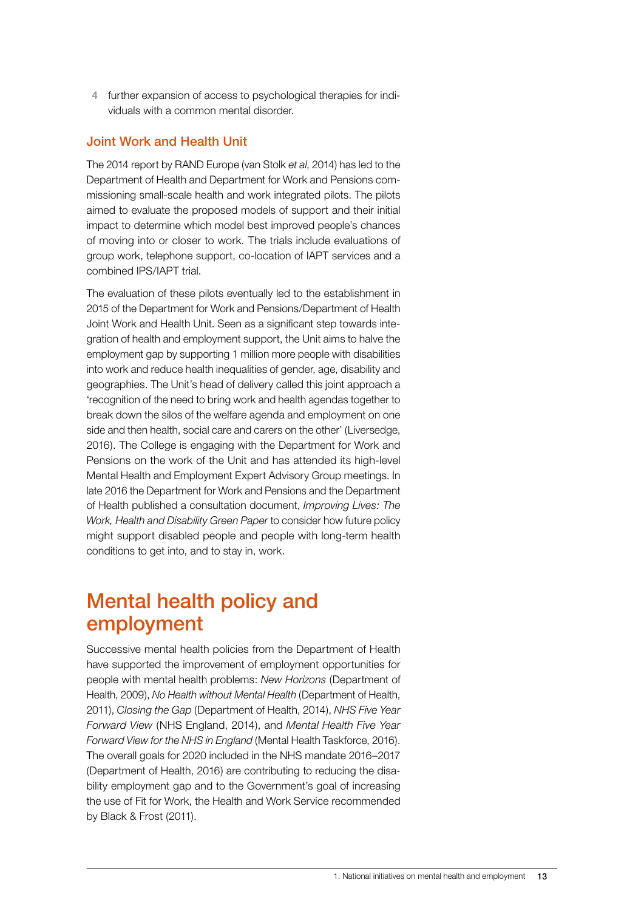4. further expansion of access to psychological therapies for individuals with a common mental disorder.

### Joint Work and Health Unit

The 2014 report by RAND Europe (van Stolk *et al*, 2014) has led to the Department of Health and Department for Work and Pensions commissioning small-scale health and work integrated pilots. The pilots aimed to evaluate the proposed models of support and their initial impact to determine which model best improved people's chances of moving into or closer to work. The trials include evaluations of group work, telephone support, co-location of IAPT services and a combined IPS/IAPT trial.

The evaluation of these pilots eventually led to the establishment in 2015 of the Department for Work and Pensions/Department of Health Joint Work and Health Unit. Seen as a significant step towards integration of health and employment support, the Unit aims to halve the employment gap by supporting 1 million more people with disabilities into work and reduce health inequalities of gender, age, disability and geographies. The Unit's head of delivery called this joint approach a 'recognition of the need to bring work and health agendas together to break down the silos of the welfare agenda and employment on one side and then health, social care and carers on the other' (Liversedge, 2016). The College is engaging with the Department for Work and Pensions on the work of the Unit and has attended its high-level Mental Health and Employment Expert Advisory Group meetings. In late 2016 the Department for Work and Pensions and the Department of Health published a consultation document, *Improving Lives: The Work, Health and Disability Green Paper* to consider how future policy might support disabled people and people with long-term health conditions to get into, and to stay in, work.

## Mental health policy and employment

Successive mental health policies from the Department of Health have supported the improvement of employment opportunities for people with mental health problems: *New Horizons* (Department of Health, 2009), *No Health without Mental Health* (Department of Health, 2011), *Closing the Gap* (Department of Health, 2014), *NHS Five Year Forward View* (NHS England, 2014), and *Mental Health Five Year Forward View for the NHS in England* (Mental Health Taskforce, 2016). The overall goals for 2020 included in the NHS mandate 2016–2017 (Department of Health, 2016) are contributing to reducing the disability employment gap and to the Government's goal of increasing the use of Fit for Work, the Health and Work Service recommended by Black & Frost (2011).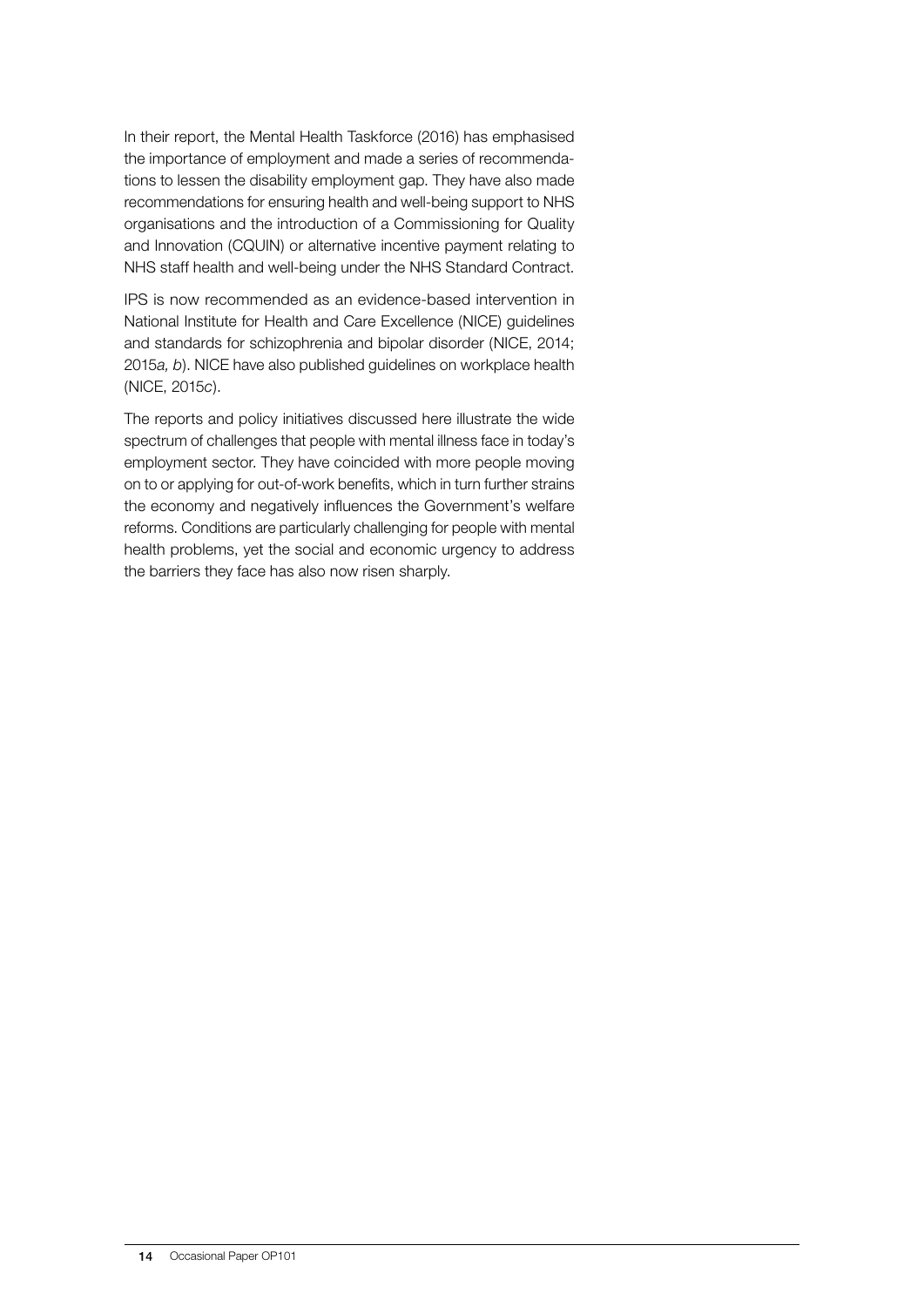In their report, the Mental Health Taskforce (2016) has emphasised the importance of employment and made a series of recommendations to lessen the disability employment gap. They have also made recommendations for ensuring health and well-being support to NHS organisations and the introduction of a Commissioning for Quality and Innovation (CQUIN) or alternative incentive payment relating to NHS staff health and well-being under the NHS Standard Contract.

IPS is now recommended as an evidence-based intervention in National Institute for Health and Care Excellence (NICE) guidelines and standards for schizophrenia and bipolar disorder (NICE, 2014; 2015*a, b*). NICE have also published guidelines on workplace health (NICE, 2015*c*).

The reports and policy initiatives discussed here illustrate the wide spectrum of challenges that people with mental illness face in today's employment sector. They have coincided with more people moving on to or applying for out-of-work benefits, which in turn further strains the economy and negatively influences the Government's welfare reforms. Conditions are particularly challenging for people with mental health problems, yet the social and economic urgency to address the barriers they face has also now risen sharply.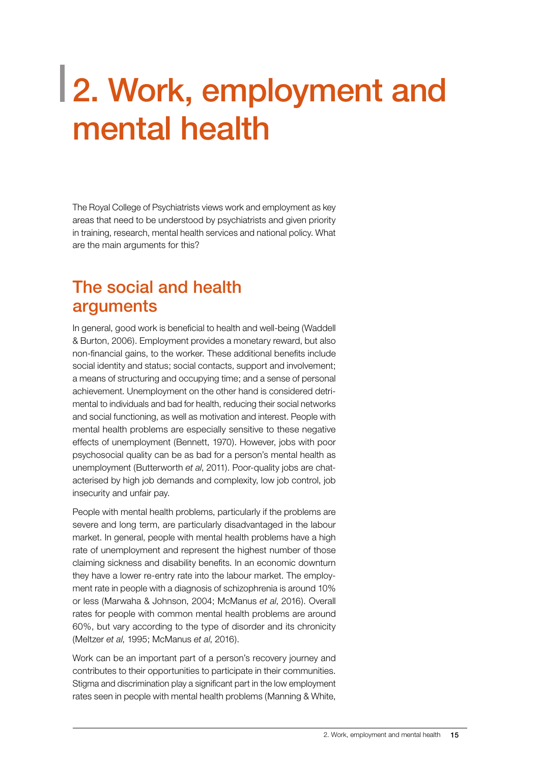# 2. Work, employment and mental health

The Royal College of Psychiatrists views work and employment as key areas that need to be understood by psychiatrists and given priority in training, research, mental health services and national policy. What are the main arguments for this?

## The social and health arguments

In general, good work is beneficial to health and well-being (Waddell & Burton, 2006). Employment provides a monetary reward, but also non-financial gains, to the worker. These additional benefits include social identity and status; social contacts, support and involvement; a means of structuring and occupying time; and a sense of personal achievement. Unemployment on the other hand is considered detrimental to individuals and bad for health, reducing their social networks and social functioning, as well as motivation and interest. People with mental health problems are especially sensitive to these negative effects of unemployment (Bennett, 1970). However, jobs with poor psychosocial quality can be as bad for a person's mental health as unemployment (Butterworth *et al*, 2011). Poor-quality jobs are chatacterised by high job demands and complexity, low job control, job insecurity and unfair pay.

People with mental health problems, particularly if the problems are severe and long term, are particularly disadvantaged in the labour market. In general, people with mental health problems have a high rate of unemployment and represent the highest number of those claiming sickness and disability benefits. In an economic downturn they have a lower re-entry rate into the labour market. The employment rate in people with a diagnosis of schizophrenia is around 10% or less (Marwaha & Johnson, 2004; McManus *et al*, 2016). Overall rates for people with common mental health problems are around 60%, but vary according to the type of disorder and its chronicity (Meltzer *et al*, 1995; McManus *et al*, 2016).

Work can be an important part of a person's recovery journey and contributes to their opportunities to participate in their communities. Stigma and discrimination play a significant part in the low employment rates seen in people with mental health problems (Manning & White,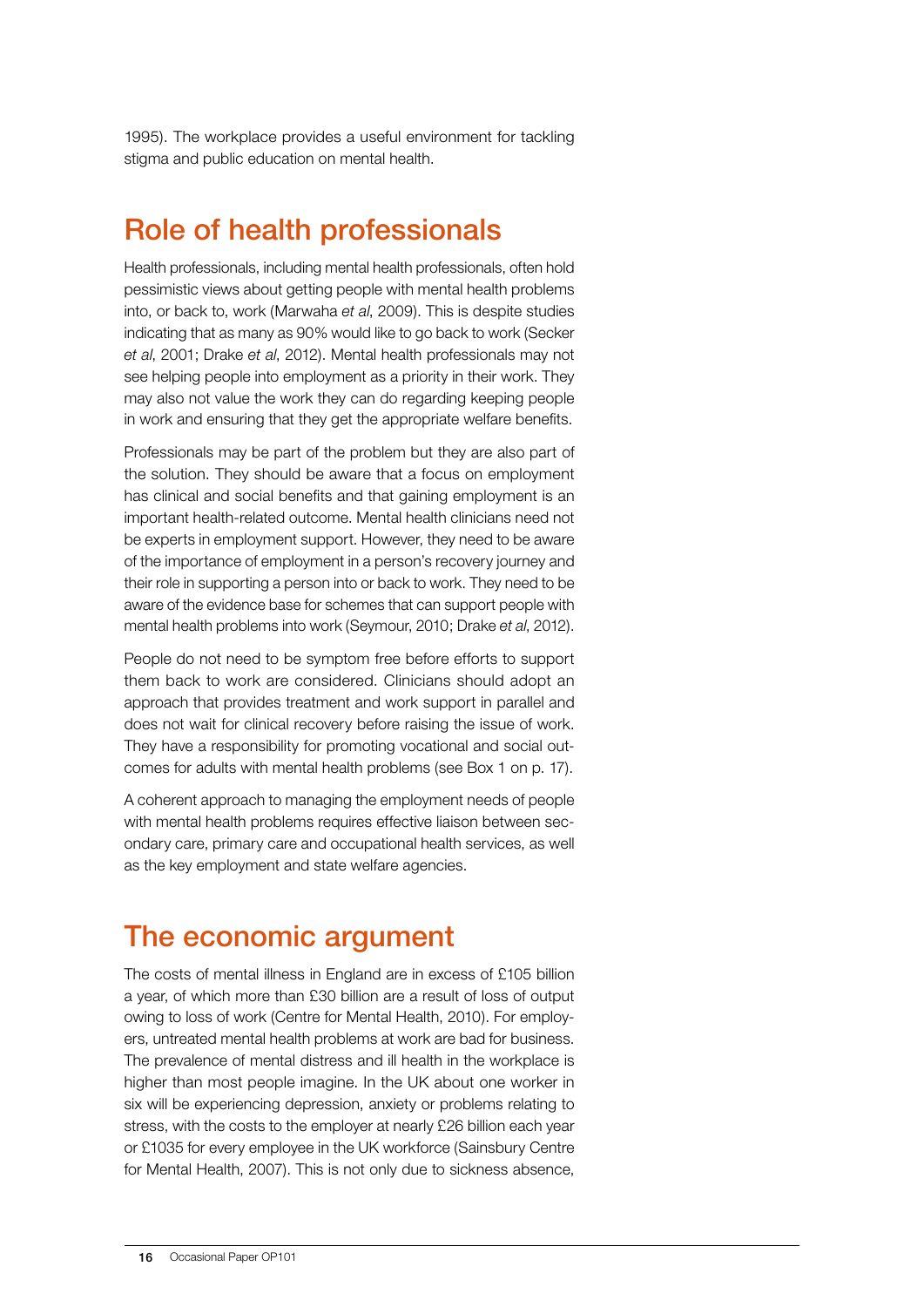1995). The workplace provides a useful environment for tackling stigma and public education on mental health.

## Role of health professionals

Health professionals, including mental health professionals, often hold pessimistic views about getting people with mental health problems into, or back to, work (Marwaha *et al*, 2009). This is despite studies indicating that as many as 90% would like to go back to work (Secker *et al*, 2001; Drake *et al*, 2012). Mental health professionals may not see helping people into employment as a priority in their work. They may also not value the work they can do regarding keeping people in work and ensuring that they get the appropriate welfare benefits.

Professionals may be part of the problem but they are also part of the solution. They should be aware that a focus on employment has clinical and social benefits and that gaining employment is an important health-related outcome. Mental health clinicians need not be experts in employment support. However, they need to be aware of the importance of employment in a person's recovery journey and their role in supporting a person into or back to work. They need to be aware of the evidence base for schemes that can support people with mental health problems into work (Seymour, 2010; Drake *et al*, 2012).

People do not need to be symptom free before efforts to support them back to work are considered. Clinicians should adopt an approach that provides treatment and work support in parallel and does not wait for clinical recovery before raising the issue of work. They have a responsibility for promoting vocational and social outcomes for adults with mental health problems (see Box 1 on p. 17).

A coherent approach to managing the employment needs of people with mental health problems requires effective liaison between secondary care, primary care and occupational health services, as well as the key employment and state welfare agencies.

## The economic argument

The costs of mental illness in England are in excess of £105 billion a year, of which more than £30 billion are a result of loss of output owing to loss of work (Centre for Mental Health, 2010). For employers, untreated mental health problems at work are bad for business. The prevalence of mental distress and ill health in the workplace is higher than most people imagine. In the UK about one worker in six will be experiencing depression, anxiety or problems relating to stress, with the costs to the employer at nearly £26 billion each year or £1035 for every employee in the UK workforce (Sainsbury Centre for Mental Health, 2007). This is not only due to sickness absence,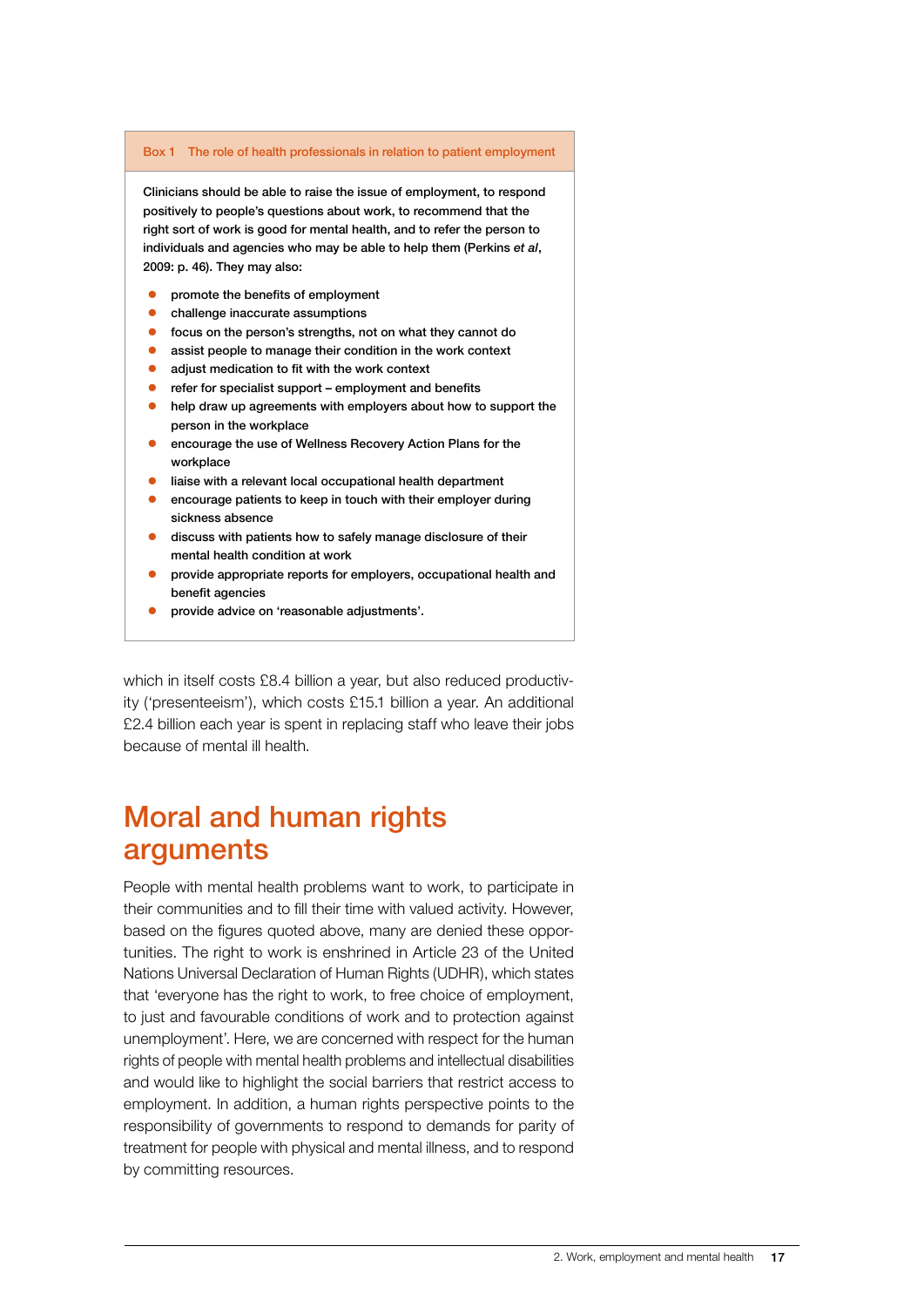**Box 1 The role of health professionals in relation to patient employment**

Clinicians should be able to raise the issue of employment, to respond positively to people's questions about work, to recommend that the right sort of work is good for mental health, and to refer the person to individuals and agencies who may be able to help them (Perkins *et al*, 2009: p. 46). They may also:

- promote the benefits of employment
- challenge inaccurate assumptions
- focus on the person's strengths, not on what they cannot do
- assist people to manage their condition in the work context
- adjust medication to fit with the work context
- refer for specialist support – employment and benefits
- help draw up agreements with employers about how to support the person in the workplace
- encourage the use of Wellness Recovery Action Plans for the workplace
- liaise with a relevant local occupational health department
- encourage patients to keep in touch with their employer during sickness absence
- discuss with patients how to safely manage disclosure of their mental health condition at work
- provide appropriate reports for employers, occupational health and benefit agencies
- provide advice on 'reasonable adjustments'.

which in itself costs £8.4 billion a year, but also reduced productivity ('presenteeism'), which costs £15.1 billion a year. An additional £2.4 billion each year is spent in replacing staff who leave their jobs because of mental ill health.

## Moral and human rights arguments

People with mental health problems want to work, to participate in their communities and to fill their time with valued activity. However, based on the figures quoted above, many are denied these opportunities. The right to work is enshrined in Article 23 of the United Nations Universal Declaration of Human Rights (UDHR), which states that 'everyone has the right to work, to free choice of employment, to just and favourable conditions of work and to protection against unemployment'. Here, we are concerned with respect for the human rights of people with mental health problems and intellectual disabilities and would like to highlight the social barriers that restrict access to employment. In addition, a human rights perspective points to the responsibility of governments to respond to demands for parity of treatment for people with physical and mental illness, and to respond by committing resources.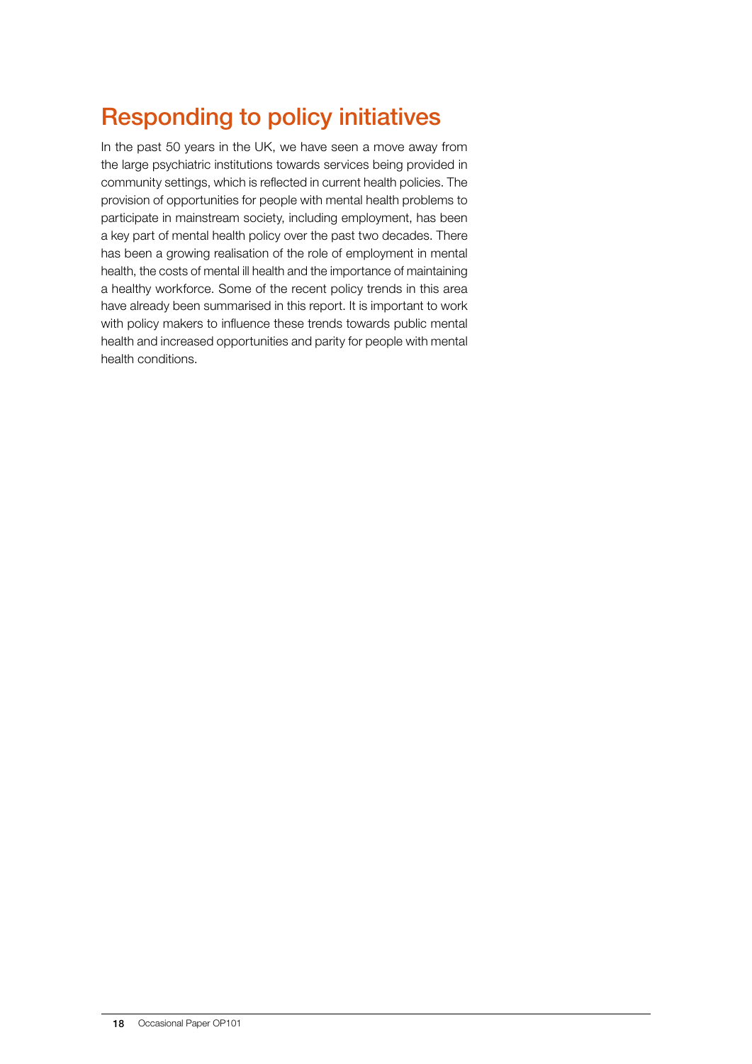## Responding to policy initiatives

In the past 50 years in the UK, we have seen a move away from the large psychiatric institutions towards services being provided in community settings, which is reflected in current health policies. The provision of opportunities for people with mental health problems to participate in mainstream society, including employment, has been a key part of mental health policy over the past two decades. There has been a growing realisation of the role of employment in mental health, the costs of mental ill health and the importance of maintaining a healthy workforce. Some of the recent policy trends in this area have already been summarised in this report. It is important to work with policy makers to influence these trends towards public mental health and increased opportunities and parity for people with mental health conditions.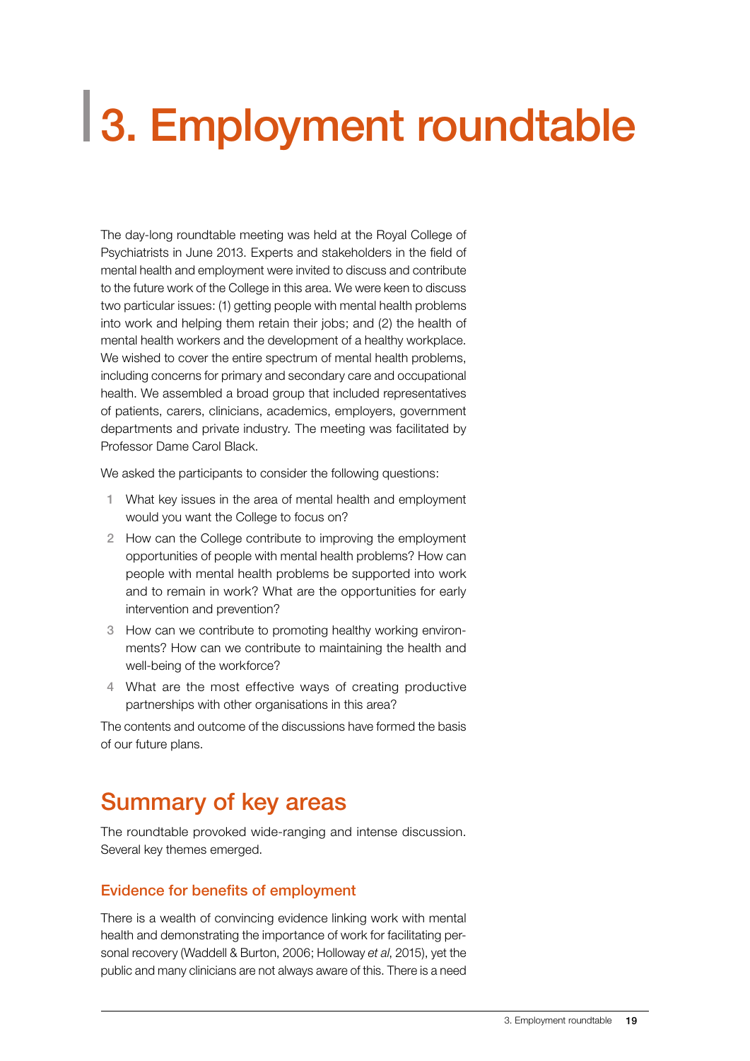# 3. Employment roundtable

The day-long roundtable meeting was held at the Royal College of Psychiatrists in June 2013. Experts and stakeholders in the field of mental health and employment were invited to discuss and contribute to the future work of the College in this area. We were keen to discuss two particular issues: (1) getting people with mental health problems into work and helping them retain their jobs; and (2) the health of mental health workers and the development of a healthy workplace. We wished to cover the entire spectrum of mental health problems, including concerns for primary and secondary care and occupational health. We assembled a broad group that included representatives of patients, carers, clinicians, academics, employers, government departments and private industry. The meeting was facilitated by Professor Dame Carol Black.

We asked the participants to consider the following questions:

1. What key issues in the area of mental health and employment would you want the College to focus on?
2. How can the College contribute to improving the employment opportunities of people with mental health problems? How can people with mental health problems be supported into work and to remain in work? What are the opportunities for early intervention and prevention?
3. How can we contribute to promoting healthy working environments? How can we contribute to maintaining the health and well-being of the workforce?
4. What are the most effective ways of creating productive partnerships with other organisations in this area?

The contents and outcome of the discussions have formed the basis of our future plans.

## Summary of key areas

The roundtable provoked wide-ranging and intense discussion. Several key themes emerged.

### Evidence for benefits of employment

There is a wealth of convincing evidence linking work with mental health and demonstrating the importance of work for facilitating personal recovery (Waddell & Burton, 2006; Holloway *et al*, 2015), yet the public and many clinicians are not always aware of this. There is a need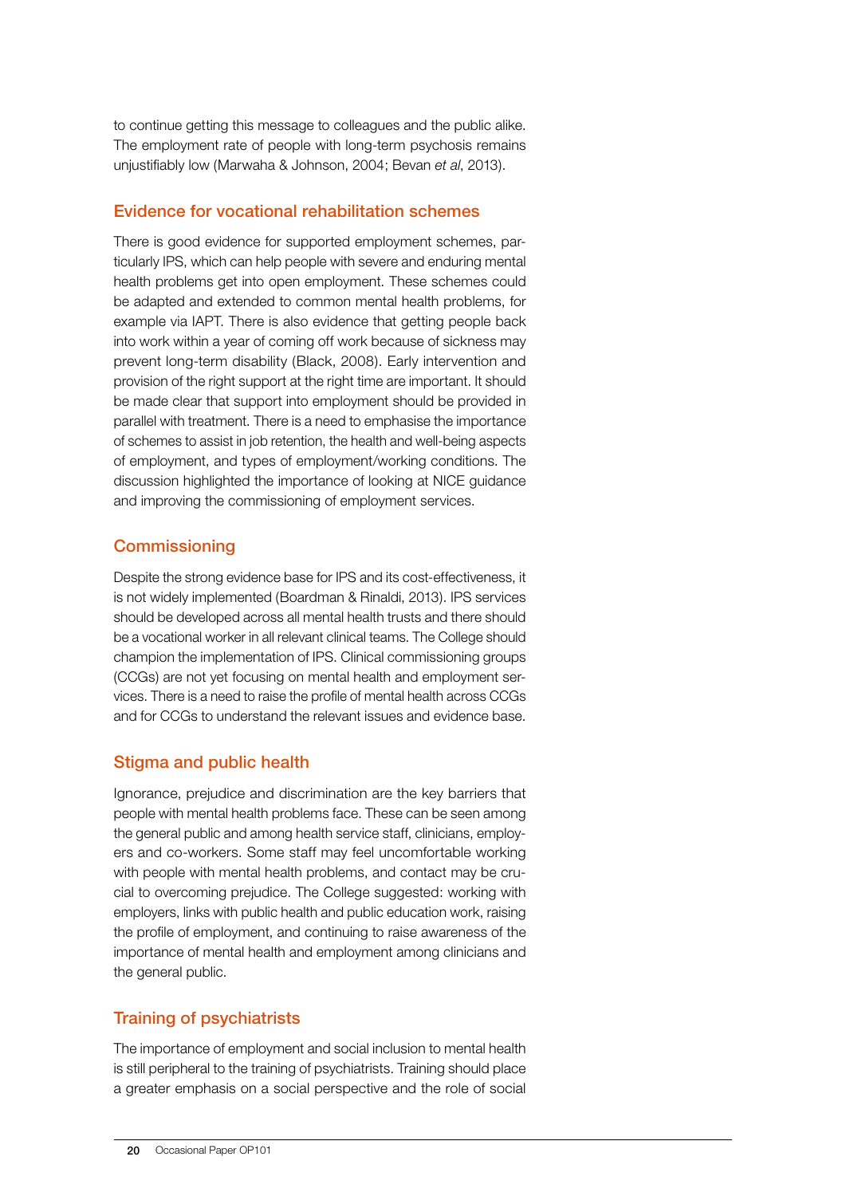to continue getting this message to colleagues and the public alike. The employment rate of people with long-term psychosis remains unjustifiably low (Marwaha & Johnson, 2004; Bevan *et al*, 2013).

## Evidence for vocational rehabilitation schemes

There is good evidence for supported employment schemes, particularly IPS, which can help people with severe and enduring mental health problems get into open employment. These schemes could be adapted and extended to common mental health problems, for example via IAPT. There is also evidence that getting people back into work within a year of coming off work because of sickness may prevent long-term disability (Black, 2008). Early intervention and provision of the right support at the right time are important. It should be made clear that support into employment should be provided in parallel with treatment. There is a need to emphasise the importance of schemes to assist in job retention, the health and well-being aspects of employment, and types of employment/working conditions. The discussion highlighted the importance of looking at NICE guidance and improving the commissioning of employment services.

## Commissioning

Despite the strong evidence base for IPS and its cost-effectiveness, it is not widely implemented (Boardman & Rinaldi, 2013). IPS services should be developed across all mental health trusts and there should be a vocational worker in all relevant clinical teams. The College should champion the implementation of IPS. Clinical commissioning groups (CCGs) are not yet focusing on mental health and employment services. There is a need to raise the profile of mental health across CCGs and for CCGs to understand the relevant issues and evidence base.

## Stigma and public health

Ignorance, prejudice and discrimination are the key barriers that people with mental health problems face. These can be seen among the general public and among health service staff, clinicians, employers and co-workers. Some staff may feel uncomfortable working with people with mental health problems, and contact may be crucial to overcoming prejudice. The College suggested: working with employers, links with public health and public education work, raising the profile of employment, and continuing to raise awareness of the importance of mental health and employment among clinicians and the general public.

## Training of psychiatrists

The importance of employment and social inclusion to mental health is still peripheral to the training of psychiatrists. Training should place a greater emphasis on a social perspective and the role of social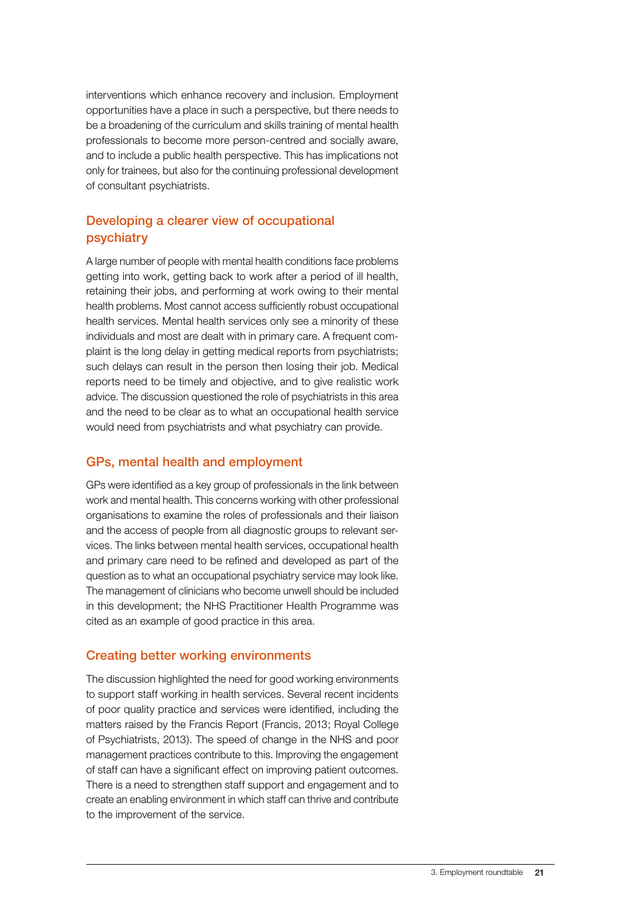interventions which enhance recovery and inclusion. Employment opportunities have a place in such a perspective, but there needs to be a broadening of the curriculum and skills training of mental health professionals to become more person-centred and socially aware, and to include a public health perspective. This has implications not only for trainees, but also for the continuing professional development of consultant psychiatrists.

## Developing a clearer view of occupational psychiatry

A large number of people with mental health conditions face problems getting into work, getting back to work after a period of ill health, retaining their jobs, and performing at work owing to their mental health problems. Most cannot access sufficiently robust occupational health services. Mental health services only see a minority of these individuals and most are dealt with in primary care. A frequent complaint is the long delay in getting medical reports from psychiatrists; such delays can result in the person then losing their job. Medical reports need to be timely and objective, and to give realistic work advice. The discussion questioned the role of psychiatrists in this area and the need to be clear as to what an occupational health service would need from psychiatrists and what psychiatry can provide.

## GPs, mental health and employment

GPs were identified as a key group of professionals in the link between work and mental health. This concerns working with other professional organisations to examine the roles of professionals and their liaison and the access of people from all diagnostic groups to relevant services. The links between mental health services, occupational health and primary care need to be refined and developed as part of the question as to what an occupational psychiatry service may look like. The management of clinicians who become unwell should be included in this development; the NHS Practitioner Health Programme was cited as an example of good practice in this area.

## Creating better working environments

The discussion highlighted the need for good working environments to support staff working in health services. Several recent incidents of poor quality practice and services were identified, including the matters raised by the Francis Report (Francis, 2013; Royal College of Psychiatrists, 2013). The speed of change in the NHS and poor management practices contribute to this. Improving the engagement of staff can have a significant effect on improving patient outcomes. There is a need to strengthen staff support and engagement and to create an enabling environment in which staff can thrive and contribute to the improvement of the service.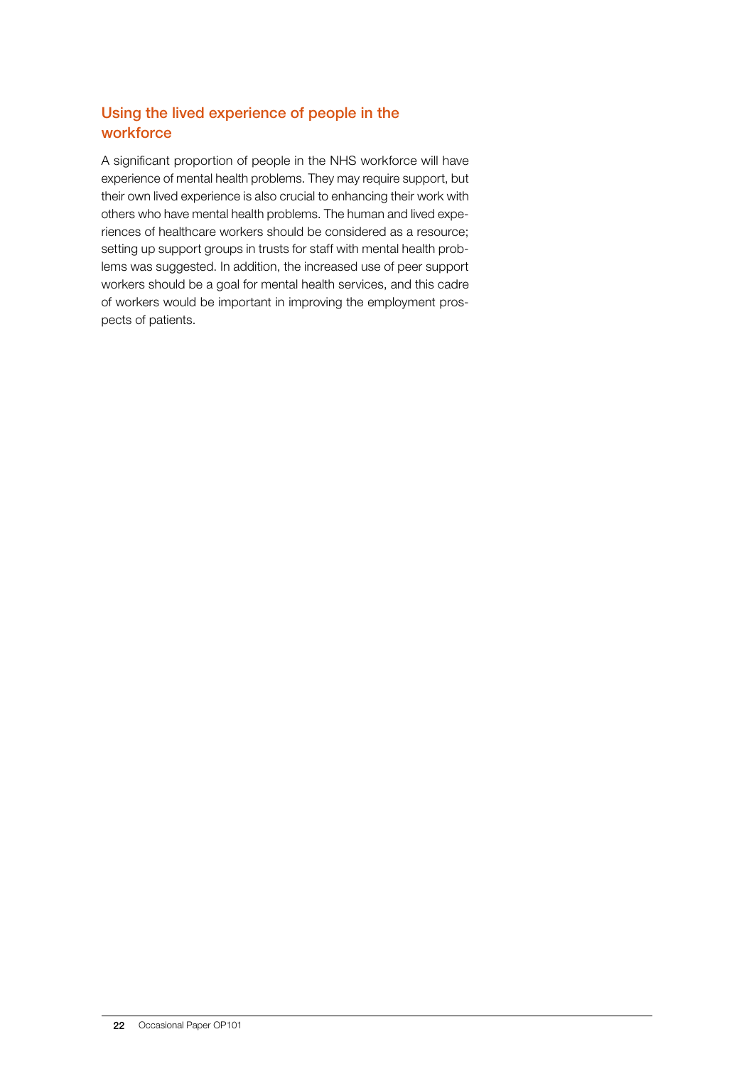## Using the lived experience of people in the workforce

A significant proportion of people in the NHS workforce will have experience of mental health problems. They may require support, but their own lived experience is also crucial to enhancing their work with others who have mental health problems. The human and lived experiences of healthcare workers should be considered as a resource; setting up support groups in trusts for staff with mental health problems was suggested. In addition, the increased use of peer support workers should be a goal for mental health services, and this cadre of workers would be important in improving the employment prospects of patients.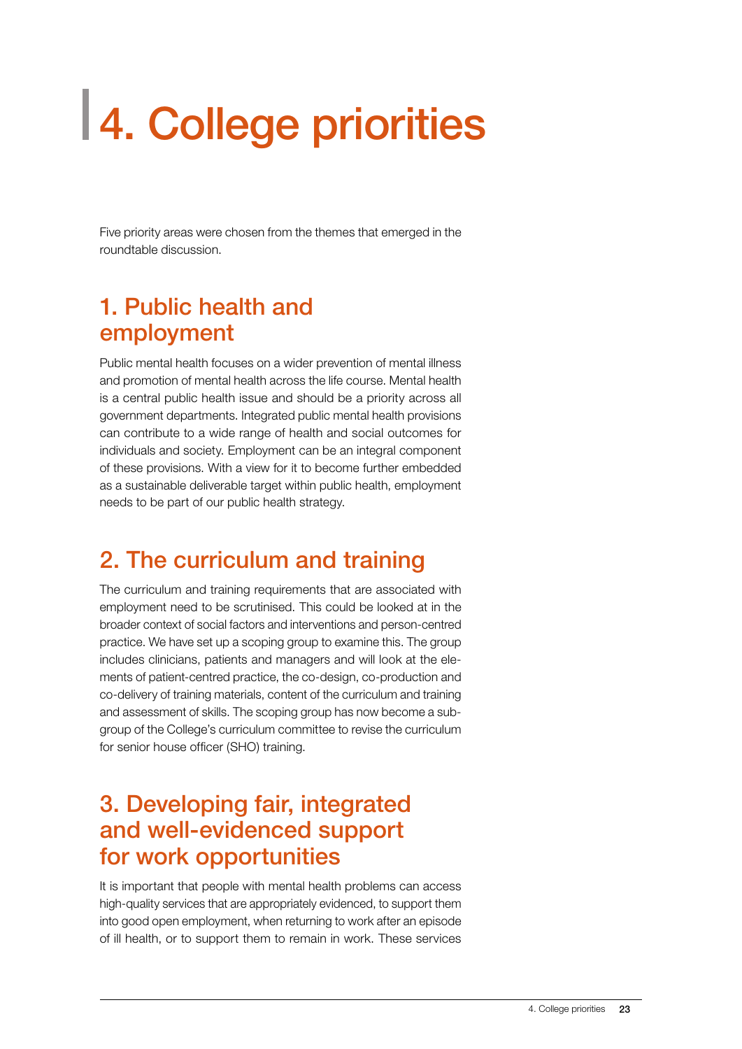# 4. College priorities

Five priority areas were chosen from the themes that emerged in the roundtable discussion.

## 1. Public health and employment

Public mental health focuses on a wider prevention of mental illness and promotion of mental health across the life course. Mental health is a central public health issue and should be a priority across all government departments. Integrated public mental health provisions can contribute to a wide range of health and social outcomes for individuals and society. Employment can be an integral component of these provisions. With a view for it to become further embedded as a sustainable deliverable target within public health, employment needs to be part of our public health strategy.

## 2. The curriculum and training

The curriculum and training requirements that are associated with employment need to be scrutinised. This could be looked at in the broader context of social factors and interventions and person-centred practice. We have set up a scoping group to examine this. The group includes clinicians, patients and managers and will look at the elements of patient-centred practice, the co-design, co-production and co-delivery of training materials, content of the curriculum and training and assessment of skills. The scoping group has now become a subgroup of the College's curriculum committee to revise the curriculum for senior house officer (SHO) training.

## 3. Developing fair, integrated and well-evidenced support for work opportunities

It is important that people with mental health problems can access high-quality services that are appropriately evidenced, to support them into good open employment, when returning to work after an episode of ill health, or to support them to remain in work. These services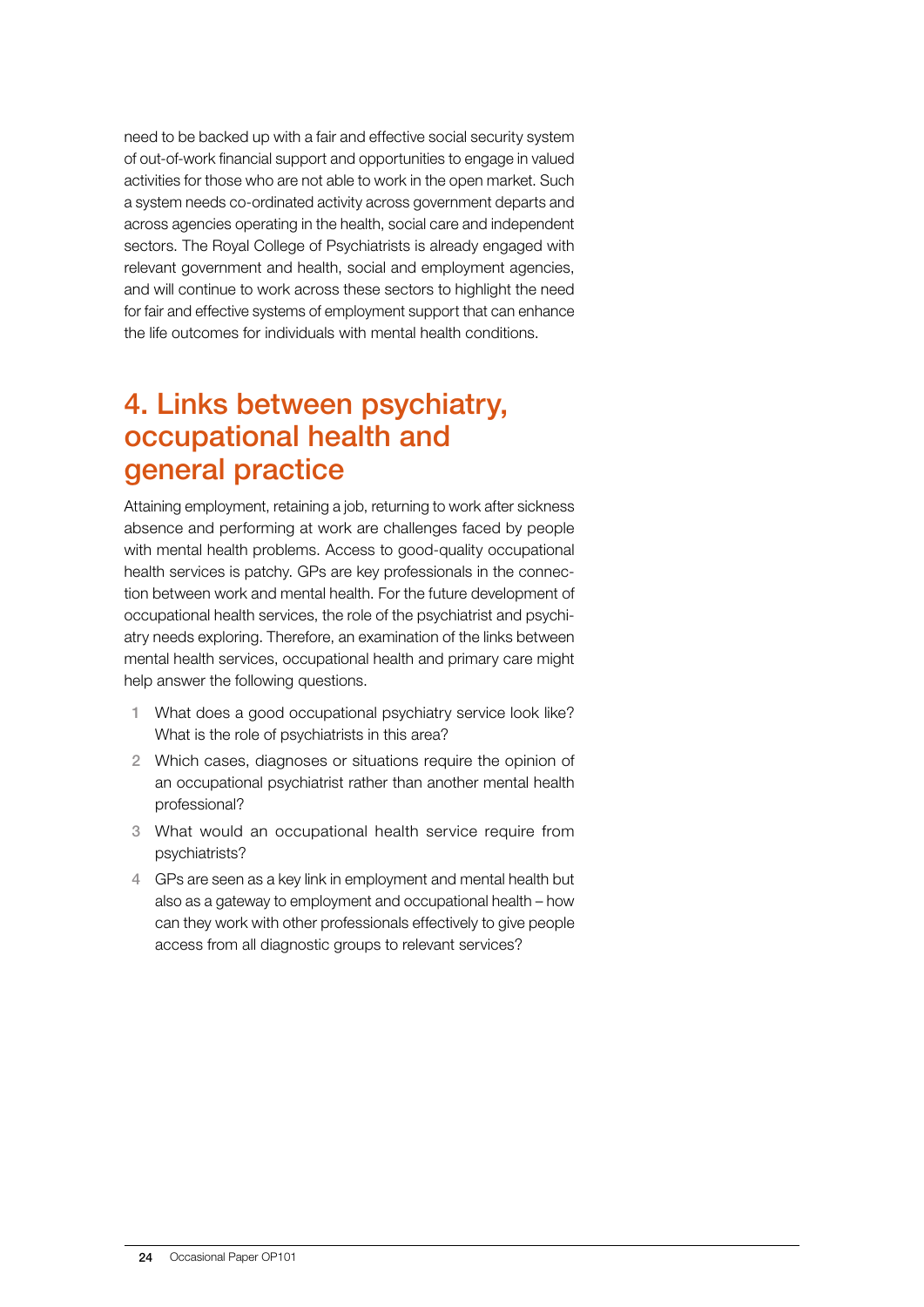need to be backed up with a fair and effective social security system of out-of-work financial support and opportunities to engage in valued activities for those who are not able to work in the open market. Such a system needs co-ordinated activity across government departs and across agencies operating in the health, social care and independent sectors. The Royal College of Psychiatrists is already engaged with relevant government and health, social and employment agencies, and will continue to work across these sectors to highlight the need for fair and effective systems of employment support that can enhance the life outcomes for individuals with mental health conditions.

## 4. Links between psychiatry, occupational health and general practice

Attaining employment, retaining a job, returning to work after sickness absence and performing at work are challenges faced by people with mental health problems. Access to good-quality occupational health services is patchy. GPs are key professionals in the connection between work and mental health. For the future development of occupational health services, the role of the psychiatrist and psychiatry needs exploring. Therefore, an examination of the links between mental health services, occupational health and primary care might help answer the following questions.

1. What does a good occupational psychiatry service look like? What is the role of psychiatrists in this area?
2. Which cases, diagnoses or situations require the opinion of an occupational psychiatrist rather than another mental health professional?
3. What would an occupational health service require from psychiatrists?
4. GPs are seen as a key link in employment and mental health but also as a gateway to employment and occupational health – how can they work with other professionals effectively to give people access from all diagnostic groups to relevant services?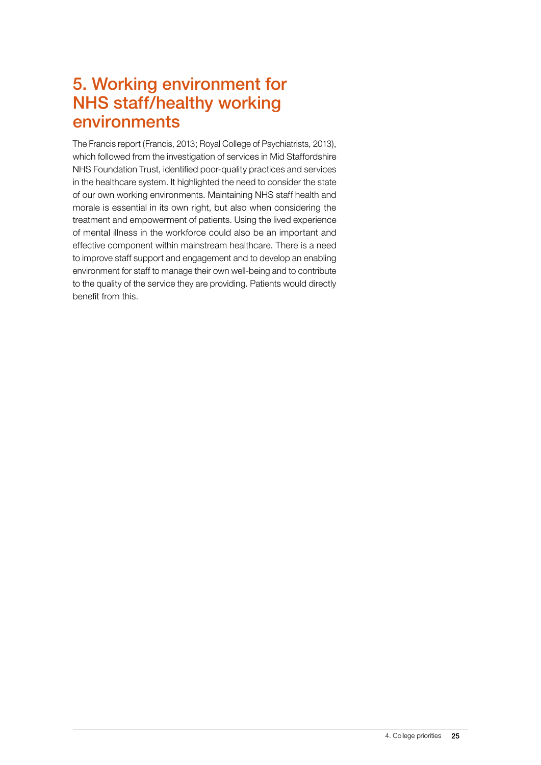## 5. Working environment for NHS staff/healthy working environments

The Francis report (Francis, 2013; Royal College of Psychiatrists, 2013), which followed from the investigation of services in Mid Staffordshire NHS Foundation Trust, identified poor-quality practices and services in the healthcare system. It highlighted the need to consider the state of our own working environments. Maintaining NHS staff health and morale is essential in its own right, but also when considering the treatment and empowerment of patients. Using the lived experience of mental illness in the workforce could also be an important and effective component within mainstream healthcare. There is a need to improve staff support and engagement and to develop an enabling environment for staff to manage their own well-being and to contribute to the quality of the service they are providing. Patients would directly benefit from this.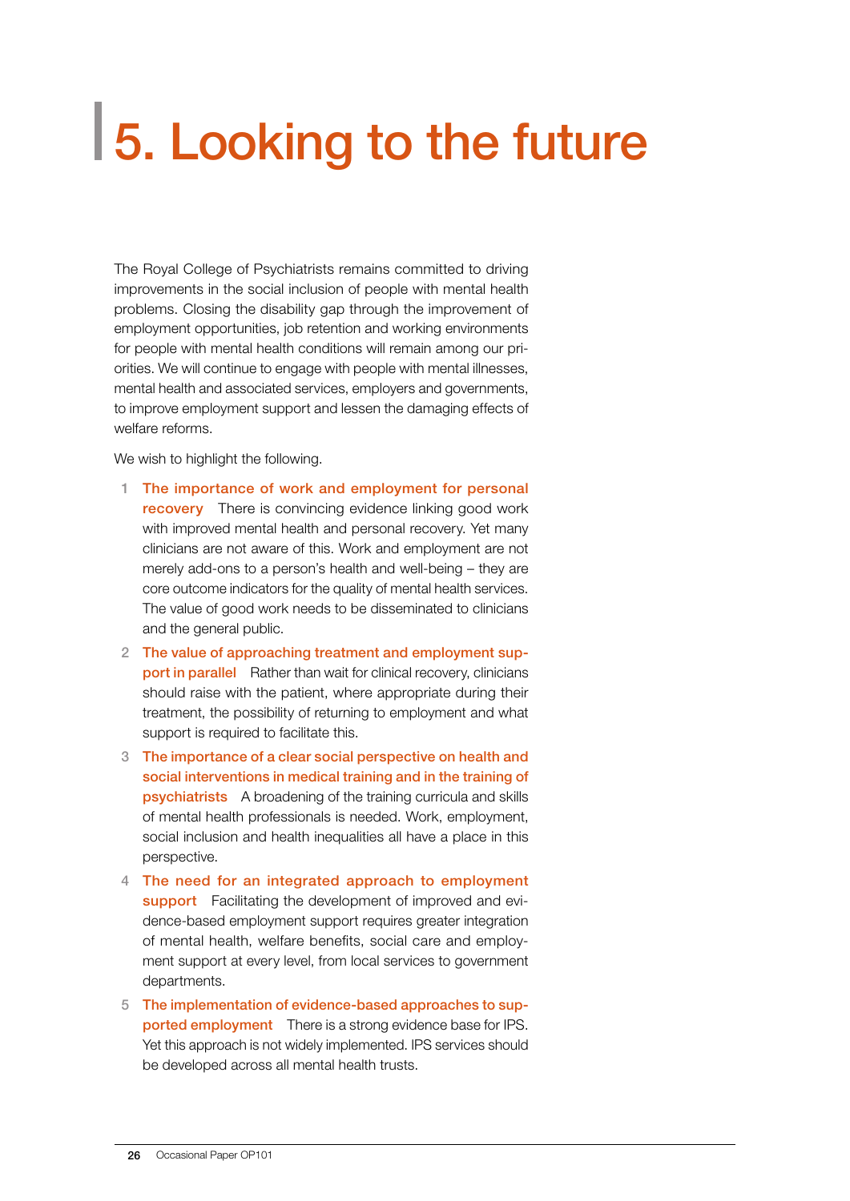# 5. Looking to the future

The Royal College of Psychiatrists remains committed to driving improvements in the social inclusion of people with mental health problems. Closing the disability gap through the improvement of employment opportunities, job retention and working environments for people with mental health conditions will remain among our priorities. We will continue to engage with people with mental illnesses, mental health and associated services, employers and governments, to improve employment support and lessen the damaging effects of welfare reforms.

We wish to highlight the following.

1. **The importance of work and employment for personal recovery** There is convincing evidence linking good work with improved mental health and personal recovery. Yet many clinicians are not aware of this. Work and employment are not merely add-ons to a person's health and well-being – they are core outcome indicators for the quality of mental health services. The value of good work needs to be disseminated to clinicians and the general public.
2. **The value of approaching treatment and employment support in parallel** Rather than wait for clinical recovery, clinicians should raise with the patient, where appropriate during their treatment, the possibility of returning to employment and what support is required to facilitate this.
3. **The importance of a clear social perspective on health and social interventions in medical training and in the training of psychiatrists** A broadening of the training curricula and skills of mental health professionals is needed. Work, employment, social inclusion and health inequalities all have a place in this perspective.
4. **The need for an integrated approach to employment support** Facilitating the development of improved and evidence-based employment support requires greater integration of mental health, welfare benefits, social care and employment support at every level, from local services to government departments.
5. **The implementation of evidence-based approaches to supported employment** There is a strong evidence base for IPS. Yet this approach is not widely implemented. IPS services should be developed across all mental health trusts.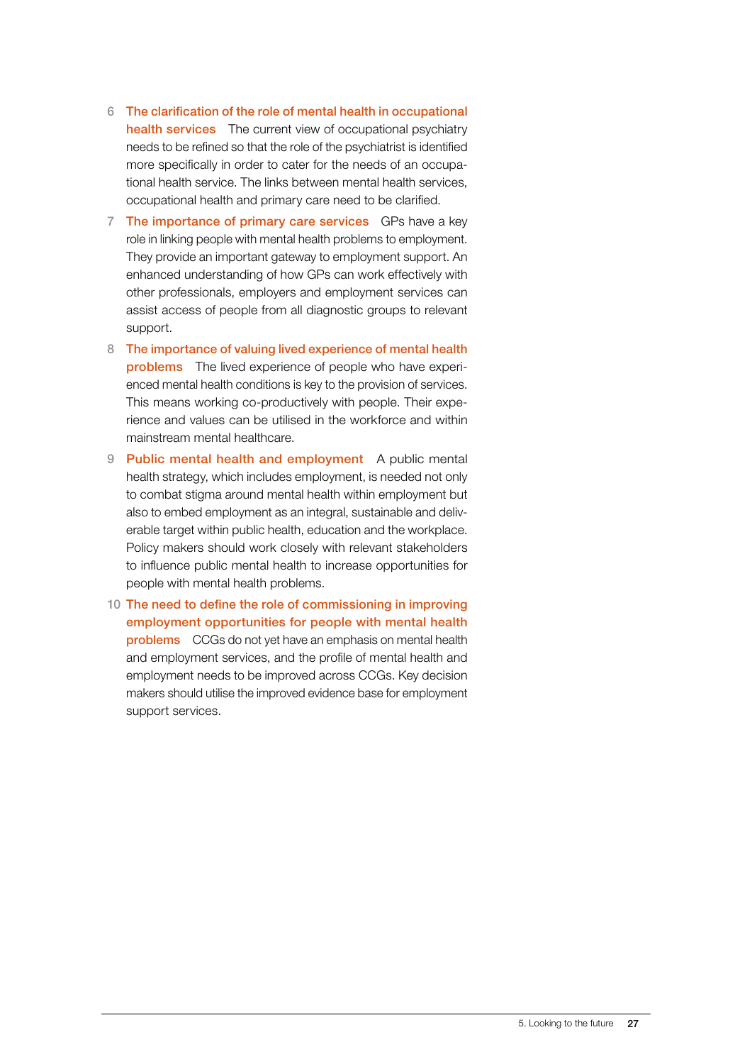6. **The clarification of the role of mental health in occupational health services** The current view of occupational psychiatry needs to be refined so that the role of the psychiatrist is identified more specifically in order to cater for the needs of an occupational health service. The links between mental health services, occupational health and primary care need to be clarified.
7. **The importance of primary care services** GPs have a key role in linking people with mental health problems to employment. They provide an important gateway to employment support. An enhanced understanding of how GPs can work effectively with other professionals, employers and employment services can assist access of people from all diagnostic groups to relevant support.
8. **The importance of valuing lived experience of mental health problems** The lived experience of people who have experienced mental health conditions is key to the provision of services. This means working co-productively with people. Their experience and values can be utilised in the workforce and within mainstream mental healthcare.
9. **Public mental health and employment** A public mental health strategy, which includes employment, is needed not only to combat stigma around mental health within employment but also to embed employment as an integral, sustainable and deliverable target within public health, education and the workplace. Policy makers should work closely with relevant stakeholders to influence public mental health to increase opportunities for people with mental health problems.
10. **The need to define the role of commissioning in improving employment opportunities for people with mental health problems** CCGs do not yet have an emphasis on mental health and employment services, and the profile of mental health and employment needs to be improved across CCGs. Key decision makers should utilise the improved evidence base for employment support services.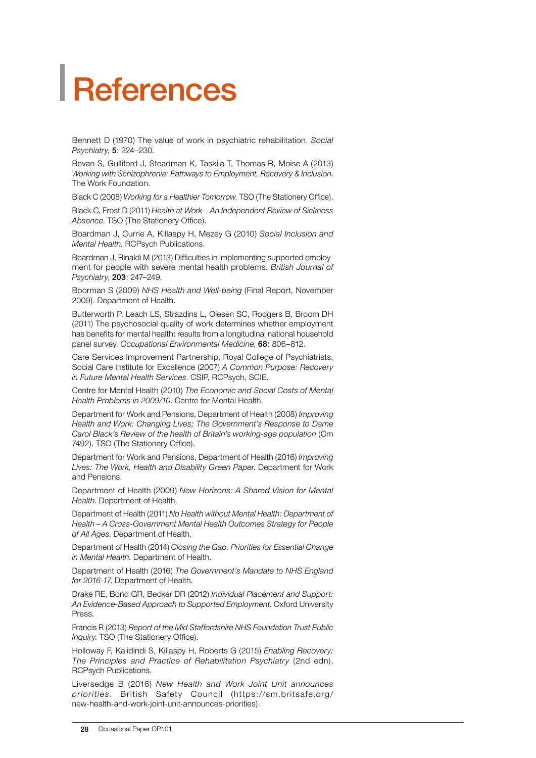# References

Bennett D (1970) The value of work in psychiatric rehabilitation. *Social Psychiatry*, **5**: 224–230.

Bevan S, Gulliford J, Steadman K, Taskila T, Thomas R, Moise A (2013) *Working with Schizophrenia: Pathways to Employment, Recovery & Inclusion*. The Work Foundation.

Black C (2008) *Working for a Healthier Tomorrow*. TSO (The Stationery Office).

Black C, Frost D (2011) *Health at Work – An Independent Review of Sickness Absence*. TSO (The Stationery Office).

Boardman J, Currie A, Killaspy H, Mezey G (2010) *Social Inclusion and Mental Health*. RCPsych Publications.

Boardman J, Rinaldi M (2013) Difficulties in implementing supported employment for people with severe mental health problems. *British Journal of Psychiatry*, **203**: 247–249.

Boorman S (2009) *NHS Health and Well-being* (Final Report, November 2009). Department of Health.

Butterworth P, Leach LS, Strazdins L, Olesen SC, Rodgers B, Broom DH (2011) The psychosocial quality of work determines whether employment has benefits for mental health: results from a longitudinal national household panel survey. *Occupational Environmental Medicine*, **68**: 806–812.

Care Services Improvement Partnership, Royal College of Psychiatrists, Social Care Institute for Excellence (2007) *A Common Purpose: Recovery in Future Mental Health Services*. CSIP, RCPsych, SCIE.

Centre for Mental Health (2010) *The Economic and Social Costs of Mental Health Problems in 2009/10*. Centre for Mental Health.

Department for Work and Pensions, Department of Health (2008) *Improving Health and Work: Changing Lives; The Government's Response to Dame Carol Black's Review of the health of Britain's working-age population* (Cm 7492). TSO (The Stationery Office).

Department for Work and Pensions, Department of Health (2016) *Improving Lives: The Work, Health and Disability Green Paper*. Department for Work and Pensions.

Department of Health (2009) *New Horizons: A Shared Vision for Mental Health*. Department of Health.

Department of Health (2011) *No Health without Mental Health: Department of Health – A Cross-Government Mental Health Outcomes Strategy for People of All Ages*. Department of Health.

Department of Health (2014) *Closing the Gap: Priorities for Essential Change in Mental Health*. Department of Health.

Department of Health (2016) *The Government's Mandate to NHS England for 2016-17*. Department of Health.

Drake RE, Bond GR, Becker DR (2012) *Individual Placement and Support: An Evidence-Based Approach to Supported Employment*. Oxford University Press.

Francis R (2013) *Report of the Mid Staffordshire NHS Foundation Trust Public Inquiry*. TSO (The Stationery Office).

Holloway F, Kalidindi S, Killaspy H, Roberts G (2015) *Enabling Recovery: The Principles and Practice of Rehabilitation Psychiatry* (2nd edn). RCPsych Publications.

Liversedge B (2016) *New Health and Work Joint Unit announces priorities*. British Safety Council (https://sm.britsafe.org/new-health-and-work-joint-unit-announces-priorities).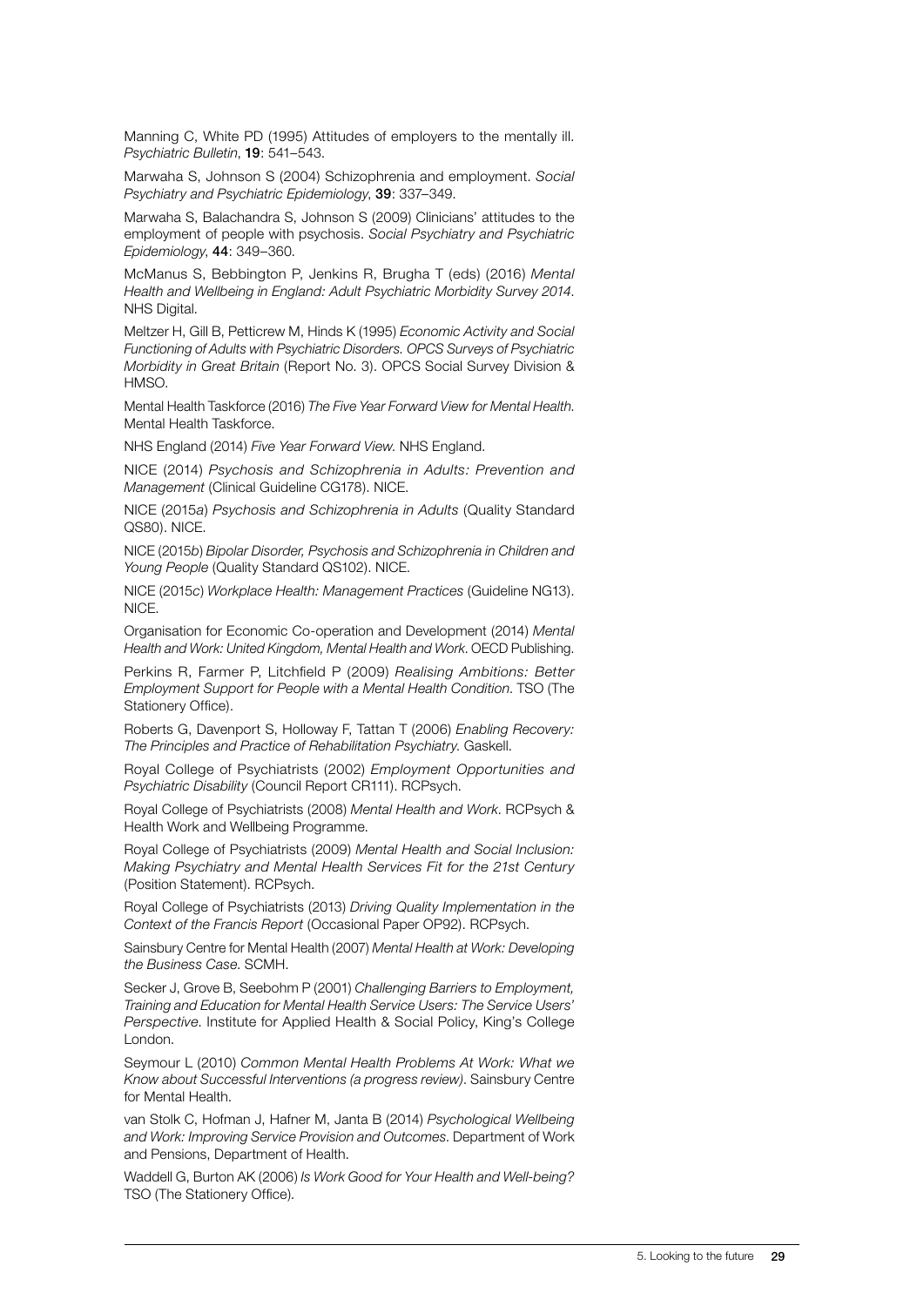Manning C, White PD (1995) Attitudes of employers to the mentally ill. *Psychiatric Bulletin*, **19**: 541–543.

Marwaha S, Johnson S (2004) Schizophrenia and employment. *Social Psychiatry and Psychiatric Epidemiology*, **39**: 337–349.

Marwaha S, Balachandra S, Johnson S (2009) Clinicians' attitudes to the employment of people with psychosis. *Social Psychiatry and Psychiatric Epidemiology*, **44**: 349–360.

McManus S, Bebbington P, Jenkins R, Brugha T (eds) (2016) *Mental Health and Wellbeing in England: Adult Psychiatric Morbidity Survey 2014*. NHS Digital.

Meltzer H, Gill B, Petticrew M, Hinds K (1995) *Economic Activity and Social Functioning of Adults with Psychiatric Disorders. OPCS Surveys of Psychiatric Morbidity in Great Britain* (Report No. 3). OPCS Social Survey Division & HMSO.

Mental Health Taskforce (2016) *The Five Year Forward View for Mental Health*. Mental Health Taskforce.

NHS England (2014) *Five Year Forward View*. NHS England.

NICE (2014) *Psychosis and Schizophrenia in Adults: Prevention and Management* (Clinical Guideline CG178). NICE.

NICE (2015*a*) *Psychosis and Schizophrenia in Adults* (Quality Standard QS80). NICE.

NICE (2015*b*) *Bipolar Disorder, Psychosis and Schizophrenia in Children and Young People* (Quality Standard QS102). NICE.

NICE (2015*c*) *Workplace Health: Management Practices* (Guideline NG13). NICE.

Organisation for Economic Co-operation and Development (2014) *Mental Health and Work: United Kingdom, Mental Health and Work*. OECD Publishing.

Perkins R, Farmer P, Litchfield P (2009) *Realising Ambitions: Better Employment Support for People with a Mental Health Condition*. TSO (The Stationery Office).

Roberts G, Davenport S, Holloway F, Tattan T (2006) *Enabling Recovery: The Principles and Practice of Rehabilitation Psychiatry*. Gaskell.

Royal College of Psychiatrists (2002) *Employment Opportunities and Psychiatric Disability* (Council Report CR111). RCPsych.

Royal College of Psychiatrists (2008) *Mental Health and Work*. RCPsych & Health Work and Wellbeing Programme.

Royal College of Psychiatrists (2009) *Mental Health and Social Inclusion: Making Psychiatry and Mental Health Services Fit for the 21st Century* (Position Statement). RCPsych.

Royal College of Psychiatrists (2013) *Driving Quality Implementation in the Context of the Francis Report* (Occasional Paper OP92). RCPsych.

Sainsbury Centre for Mental Health (2007) *Mental Health at Work: Developing the Business Case*. SCMH.

Secker J, Grove B, Seebohm P (2001) *Challenging Barriers to Employment, Training and Education for Mental Health Service Users: The Service Users' Perspective*. Institute for Applied Health & Social Policy, King's College London.

Seymour L (2010) *Common Mental Health Problems At Work: What we Know about Successful Interventions (a progress review)*. Sainsbury Centre for Mental Health.

van Stolk C, Hofman J, Hafner M, Janta B (2014) *Psychological Wellbeing and Work: Improving Service Provision and Outcomes*. Department of Work and Pensions, Department of Health.

Waddell G, Burton AK (2006) *Is Work Good for Your Health and Well-being?* TSO (The Stationery Office).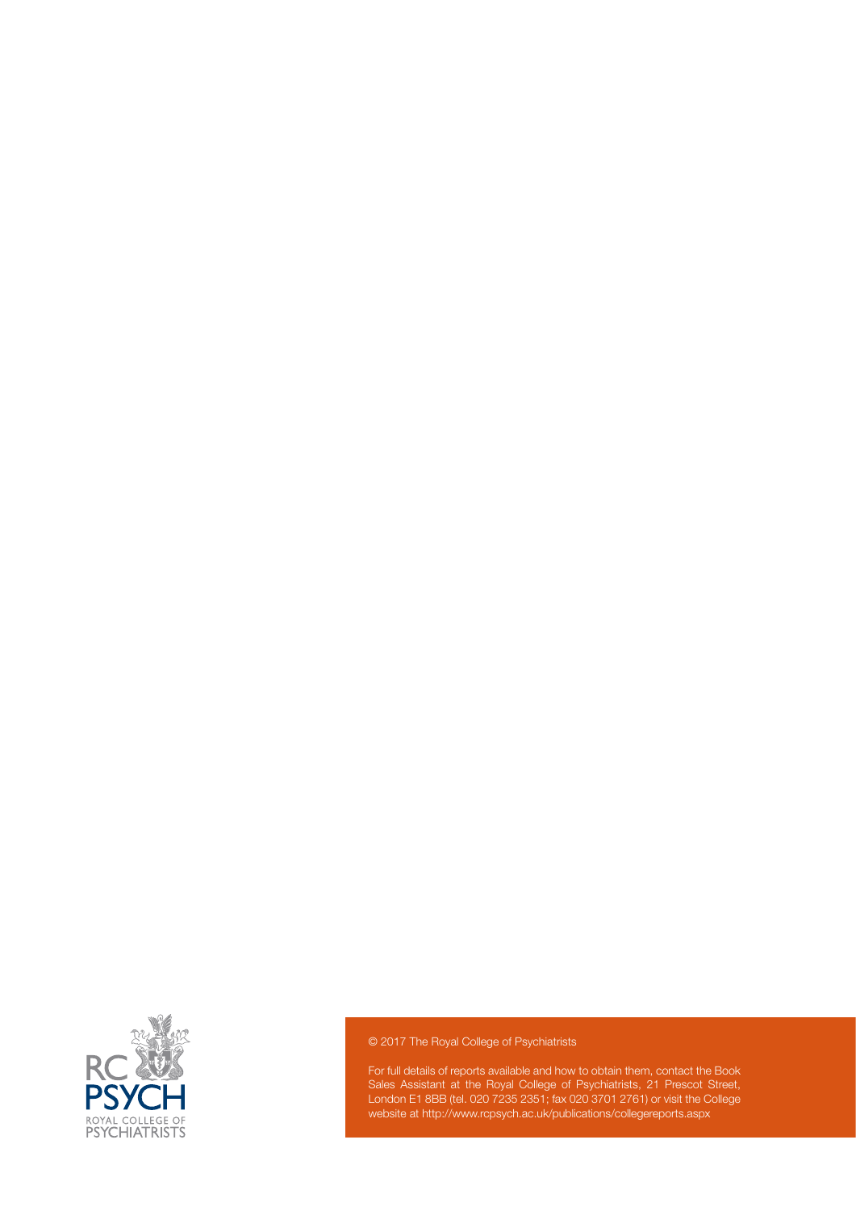RC PSYCH
ROYAL COLLEGE OF PSYCHIATRISTS

© 2017 The Royal College of Psychiatrists

For full details of reports available and how to obtain them, contact the Book Sales Assistant at the Royal College of Psychiatrists, 21 Prescot Street, London E1 8BB (tel. 020 7235 2351; fax 020 3701 2761) or visit the College website at http://www.rcpsych.ac.uk/publications/collegereports.aspx